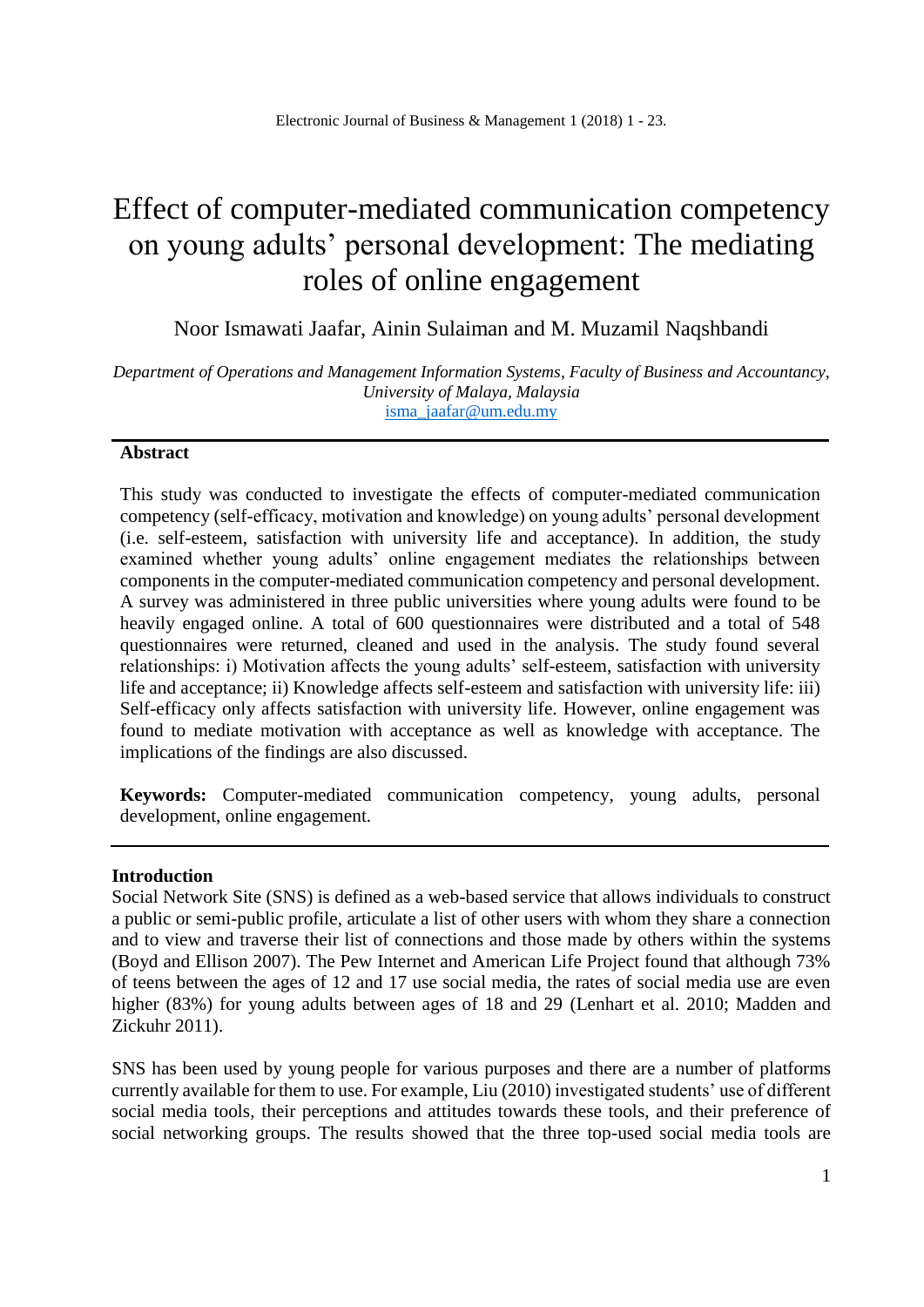# Effect of computer-mediated communication competency on young adults' personal development: The mediating roles of online engagement

Noor Ismawati Jaafar, Ainin Sulaiman and M. Muzamil Naqshbandi

*Department of Operations and Management Information Systems, Faculty of Business and Accountancy, University of Malaya, Malaysia*
isma_jaafar@um.edu.my

## Abstract

This study was conducted to investigate the effects of computer-mediated communication competency (self-efficacy, motivation and knowledge) on young adults' personal development (i.e. self-esteem, satisfaction with university life and acceptance). In addition, the study examined whether young adults' online engagement mediates the relationships between components in the computer-mediated communication competency and personal development. A survey was administered in three public universities where young adults were found to be heavily engaged online. A total of 600 questionnaires were distributed and a total of 548 questionnaires were returned, cleaned and used in the analysis. The study found several relationships: i) Motivation affects the young adults' self-esteem, satisfaction with university life and acceptance; ii) Knowledge affects self-esteem and satisfaction with university life: iii) Self-efficacy only affects satisfaction with university life. However, online engagement was found to mediate motivation with acceptance as well as knowledge with acceptance. The implications of the findings are also discussed.

**Keywords:** Computer-mediated communication competency, young adults, personal development, online engagement.

## Introduction

Social Network Site (SNS) is defined as a web-based service that allows individuals to construct a public or semi-public profile, articulate a list of other users with whom they share a connection and to view and traverse their list of connections and those made by others within the systems (Boyd and Ellison 2007). The Pew Internet and American Life Project found that although 73% of teens between the ages of 12 and 17 use social media, the rates of social media use are even higher (83%) for young adults between ages of 18 and 29 (Lenhart et al. 2010; Madden and Zickuhr 2011).

SNS has been used by young people for various purposes and there are a number of platforms currently available for them to use. For example, Liu (2010) investigated students' use of different social media tools, their perceptions and attitudes towards these tools, and their preference of social networking groups. The results showed that the three top-used social media tools are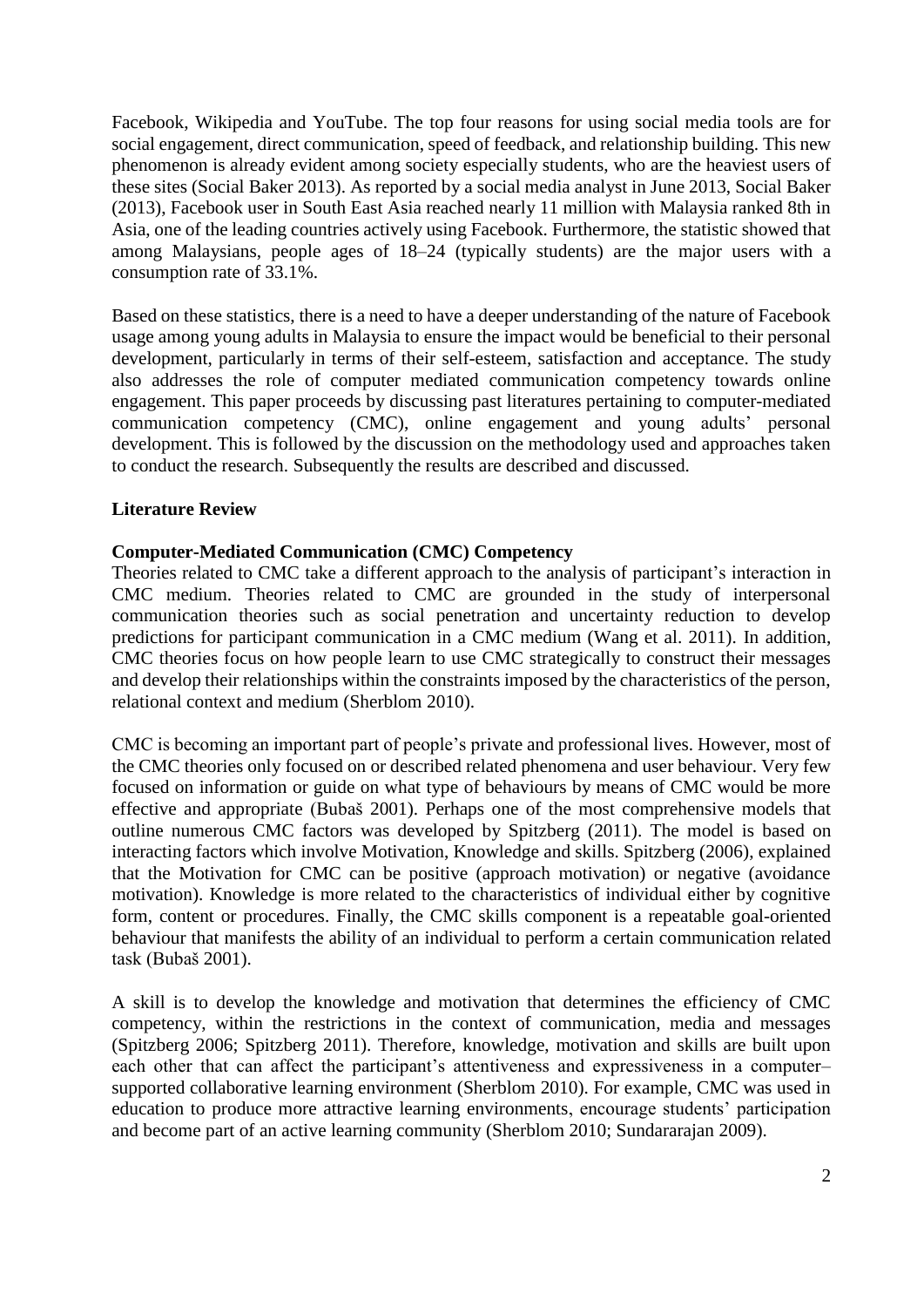Facebook, Wikipedia and YouTube. The top four reasons for using social media tools are for social engagement, direct communication, speed of feedback, and relationship building. This new phenomenon is already evident among society especially students, who are the heaviest users of these sites (Social Baker 2013). As reported by a social media analyst in June 2013, Social Baker (2013), Facebook user in South East Asia reached nearly 11 million with Malaysia ranked 8th in Asia, one of the leading countries actively using Facebook. Furthermore, the statistic showed that among Malaysians, people ages of 18–24 (typically students) are the major users with a consumption rate of 33.1%.

Based on these statistics, there is a need to have a deeper understanding of the nature of Facebook usage among young adults in Malaysia to ensure the impact would be beneficial to their personal development, particularly in terms of their self-esteem, satisfaction and acceptance. The study also addresses the role of computer mediated communication competency towards online engagement. This paper proceeds by discussing past literatures pertaining to computer-mediated communication competency (CMC), online engagement and young adults' personal development. This is followed by the discussion on the methodology used and approaches taken to conduct the research. Subsequently the results are described and discussed.

## Literature Review

### Computer-Mediated Communication (CMC) Competency

Theories related to CMC take a different approach to the analysis of participant's interaction in CMC medium. Theories related to CMC are grounded in the study of interpersonal communication theories such as social penetration and uncertainty reduction to develop predictions for participant communication in a CMC medium (Wang et al. 2011). In addition, CMC theories focus on how people learn to use CMC strategically to construct their messages and develop their relationships within the constraints imposed by the characteristics of the person, relational context and medium (Sherblom 2010).

CMC is becoming an important part of people's private and professional lives. However, most of the CMC theories only focused on or described related phenomena and user behaviour. Very few focused on information or guide on what type of behaviours by means of CMC would be more effective and appropriate (Bubaš 2001). Perhaps one of the most comprehensive models that outline numerous CMC factors was developed by Spitzberg (2011). The model is based on interacting factors which involve Motivation, Knowledge and skills. Spitzberg (2006), explained that the Motivation for CMC can be positive (approach motivation) or negative (avoidance motivation). Knowledge is more related to the characteristics of individual either by cognitive form, content or procedures. Finally, the CMC skills component is a repeatable goal-oriented behaviour that manifests the ability of an individual to perform a certain communication related task (Bubaš 2001).

A skill is to develop the knowledge and motivation that determines the efficiency of CMC competency, within the restrictions in the context of communication, media and messages (Spitzberg 2006; Spitzberg 2011). Therefore, knowledge, motivation and skills are built upon each other that can affect the participant's attentiveness and expressiveness in a computer–supported collaborative learning environment (Sherblom 2010). For example, CMC was used in education to produce more attractive learning environments, encourage students' participation and become part of an active learning community (Sherblom 2010; Sundararajan 2009).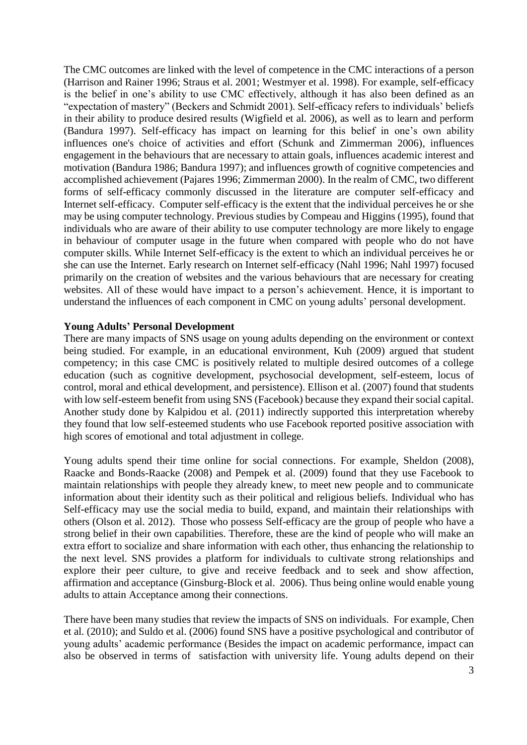The CMC outcomes are linked with the level of competence in the CMC interactions of a person (Harrison and Rainer 1996; Straus et al. 2001; Westmyer et al. 1998). For example, self-efficacy is the belief in one's ability to use CMC effectively, although it has also been defined as an "expectation of mastery" (Beckers and Schmidt 2001). Self-efficacy refers to individuals' beliefs in their ability to produce desired results (Wigfield et al. 2006), as well as to learn and perform (Bandura 1997). Self-efficacy has impact on learning for this belief in one's own ability influences one's choice of activities and effort (Schunk and Zimmerman 2006), influences engagement in the behaviours that are necessary to attain goals, influences academic interest and motivation (Bandura 1986; Bandura 1997); and influences growth of cognitive competencies and accomplished achievement (Pajares 1996; Zimmerman 2000). In the realm of CMC, two different forms of self-efficacy commonly discussed in the literature are computer self-efficacy and Internet self-efficacy. Computer self-efficacy is the extent that the individual perceives he or she may be using computer technology. Previous studies by Compeau and Higgins (1995), found that individuals who are aware of their ability to use computer technology are more likely to engage in behaviour of computer usage in the future when compared with people who do not have computer skills. While Internet Self-efficacy is the extent to which an individual perceives he or she can use the Internet. Early research on Internet self-efficacy (Nahl 1996; Nahl 1997) focused primarily on the creation of websites and the various behaviours that are necessary for creating websites. All of these would have impact to a person's achievement. Hence, it is important to understand the influences of each component in CMC on young adults' personal development.

**Young Adults' Personal Development**

There are many impacts of SNS usage on young adults depending on the environment or context being studied. For example, in an educational environment, Kuh (2009) argued that student competency; in this case CMC is positively related to multiple desired outcomes of a college education (such as cognitive development, psychosocial development, self-esteem, locus of control, moral and ethical development, and persistence). Ellison et al. (2007) found that students with low self-esteem benefit from using SNS (Facebook) because they expand their social capital. Another study done by Kalpidou et al. (2011) indirectly supported this interpretation whereby they found that low self-esteemed students who use Facebook reported positive association with high scores of emotional and total adjustment in college.

Young adults spend their time online for social connections. For example, Sheldon (2008), Raacke and Bonds-Raacke (2008) and Pempek et al. (2009) found that they use Facebook to maintain relationships with people they already knew, to meet new people and to communicate information about their identity such as their political and religious beliefs. Individual who has Self-efficacy may use the social media to build, expand, and maintain their relationships with others (Olson et al. 2012). Those who possess Self-efficacy are the group of people who have a strong belief in their own capabilities. Therefore, these are the kind of people who will make an extra effort to socialize and share information with each other, thus enhancing the relationship to the next level. SNS provides a platform for individuals to cultivate strong relationships and explore their peer culture, to give and receive feedback and to seek and show affection, affirmation and acceptance (Ginsburg-Block et al. 2006). Thus being online would enable young adults to attain Acceptance among their connections.

There have been many studies that review the impacts of SNS on individuals. For example, Chen et al. (2010); and Suldo et al. (2006) found SNS have a positive psychological and contributor of young adults' academic performance (Besides the impact on academic performance, impact can also be observed in terms of satisfaction with university life. Young adults depend on their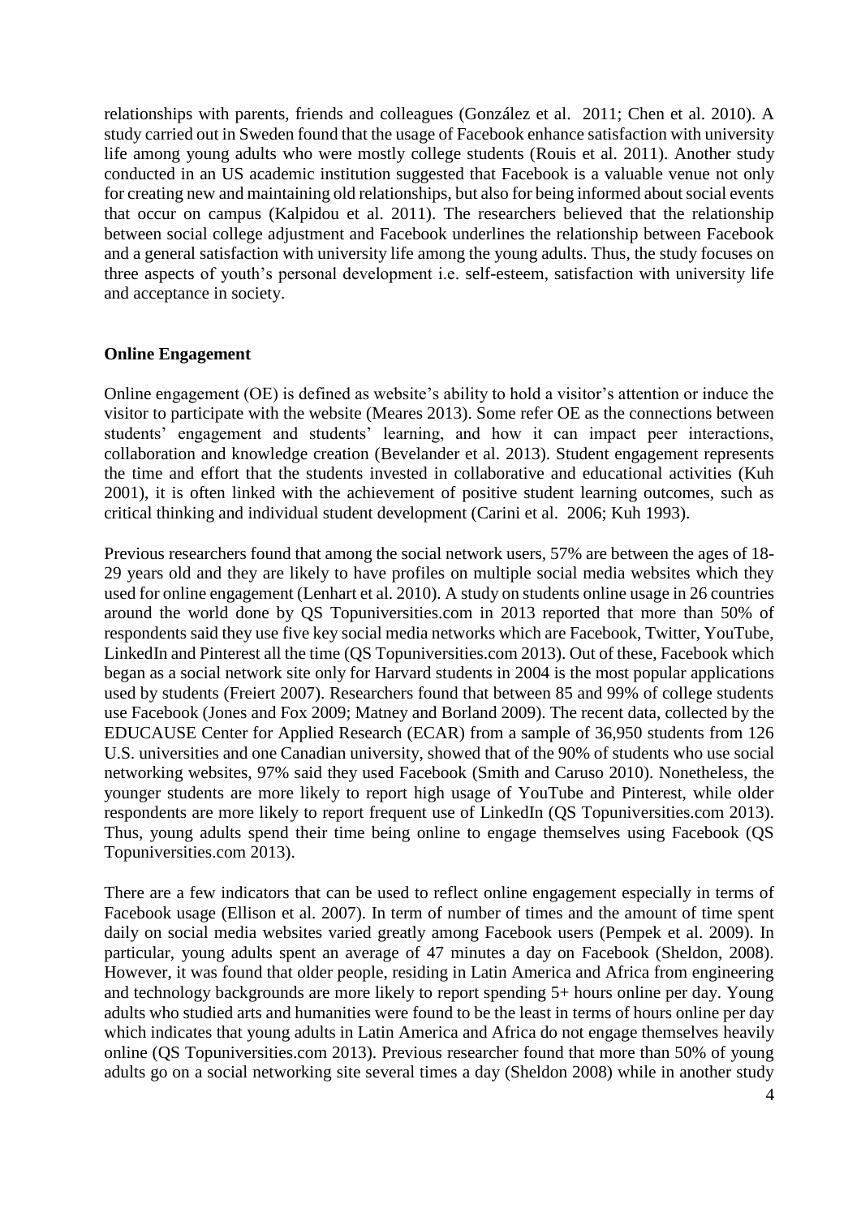relationships with parents, friends and colleagues (González et al. 2011; Chen et al. 2010). A study carried out in Sweden found that the usage of Facebook enhance satisfaction with university life among young adults who were mostly college students (Rouis et al. 2011). Another study conducted in an US academic institution suggested that Facebook is a valuable venue not only for creating new and maintaining old relationships, but also for being informed about social events that occur on campus (Kalpidou et al. 2011). The researchers believed that the relationship between social college adjustment and Facebook underlines the relationship between Facebook and a general satisfaction with university life among the young adults. Thus, the study focuses on three aspects of youth's personal development i.e. self-esteem, satisfaction with university life and acceptance in society.

**Online Engagement**

Online engagement (OE) is defined as website's ability to hold a visitor's attention or induce the visitor to participate with the website (Meares 2013). Some refer OE as the connections between students' engagement and students' learning, and how it can impact peer interactions, collaboration and knowledge creation (Bevelander et al. 2013). Student engagement represents the time and effort that the students invested in collaborative and educational activities (Kuh 2001), it is often linked with the achievement of positive student learning outcomes, such as critical thinking and individual student development (Carini et al. 2006; Kuh 1993).

Previous researchers found that among the social network users, 57% are between the ages of 18-29 years old and they are likely to have profiles on multiple social media websites which they used for online engagement (Lenhart et al. 2010). A study on students online usage in 26 countries around the world done by QS Topuniversities.com in 2013 reported that more than 50% of respondents said they use five key social media networks which are Facebook, Twitter, YouTube, LinkedIn and Pinterest all the time (QS Topuniversities.com 2013). Out of these, Facebook which began as a social network site only for Harvard students in 2004 is the most popular applications used by students (Freiert 2007). Researchers found that between 85 and 99% of college students use Facebook (Jones and Fox 2009; Matney and Borland 2009). The recent data, collected by the EDUCAUSE Center for Applied Research (ECAR) from a sample of 36,950 students from 126 U.S. universities and one Canadian university, showed that of the 90% of students who use social networking websites, 97% said they used Facebook (Smith and Caruso 2010). Nonetheless, the younger students are more likely to report high usage of YouTube and Pinterest, while older respondents are more likely to report frequent use of LinkedIn (QS Topuniversities.com 2013). Thus, young adults spend their time being online to engage themselves using Facebook (QS Topuniversities.com 2013).

There are a few indicators that can be used to reflect online engagement especially in terms of Facebook usage (Ellison et al. 2007). In term of number of times and the amount of time spent daily on social media websites varied greatly among Facebook users (Pempek et al. 2009). In particular, young adults spent an average of 47 minutes a day on Facebook (Sheldon, 2008). However, it was found that older people, residing in Latin America and Africa from engineering and technology backgrounds are more likely to report spending 5+ hours online per day. Young adults who studied arts and humanities were found to be the least in terms of hours online per day which indicates that young adults in Latin America and Africa do not engage themselves heavily online (QS Topuniversities.com 2013). Previous researcher found that more than 50% of young adults go on a social networking site several times a day (Sheldon 2008) while in another study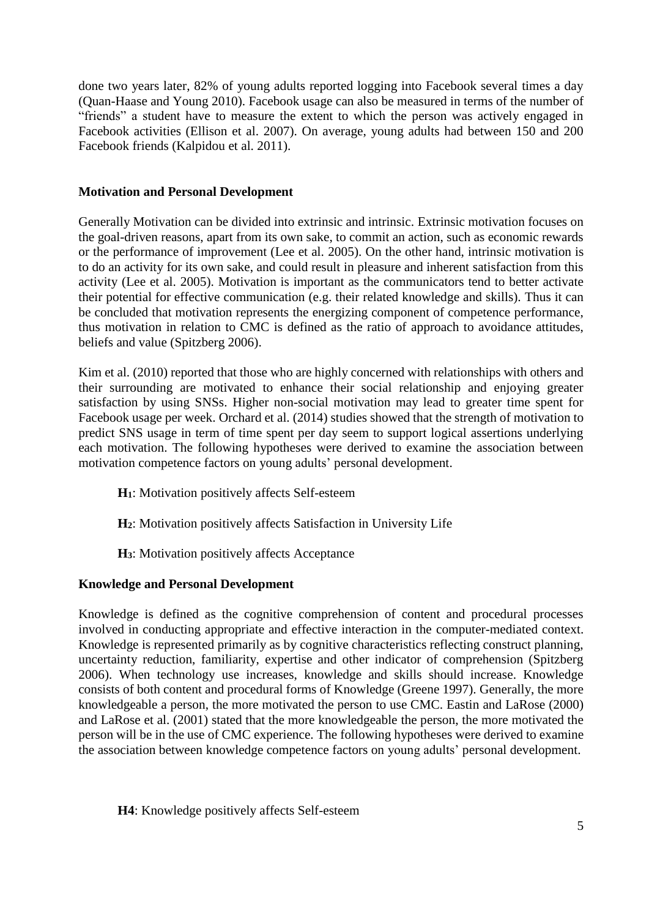done two years later, 82% of young adults reported logging into Facebook several times a day (Quan-Haase and Young 2010). Facebook usage can also be measured in terms of the number of "friends" a student have to measure the extent to which the person was actively engaged in Facebook activities (Ellison et al. 2007). On average, young adults had between 150 and 200 Facebook friends (Kalpidou et al. 2011).

**Motivation and Personal Development**

Generally Motivation can be divided into extrinsic and intrinsic. Extrinsic motivation focuses on the goal-driven reasons, apart from its own sake, to commit an action, such as economic rewards or the performance of improvement (Lee et al. 2005). On the other hand, intrinsic motivation is to do an activity for its own sake, and could result in pleasure and inherent satisfaction from this activity (Lee et al. 2005). Motivation is important as the communicators tend to better activate their potential for effective communication (e.g. their related knowledge and skills). Thus it can be concluded that motivation represents the energizing component of competence performance, thus motivation in relation to CMC is defined as the ratio of approach to avoidance attitudes, beliefs and value (Spitzberg 2006).

Kim et al. (2010) reported that those who are highly concerned with relationships with others and their surrounding are motivated to enhance their social relationship and enjoying greater satisfaction by using SNSs. Higher non-social motivation may lead to greater time spent for Facebook usage per week. Orchard et al. (2014) studies showed that the strength of motivation to predict SNS usage in term of time spent per day seem to support logical assertions underlying each motivation. The following hypotheses were derived to examine the association between motivation competence factors on young adults' personal development.

**$H_1$**: Motivation positively affects Self-esteem

**$H_2$**: Motivation positively affects Satisfaction in University Life

**$H_3$**: Motivation positively affects Acceptance

**Knowledge and Personal Development**

Knowledge is defined as the cognitive comprehension of content and procedural processes involved in conducting appropriate and effective interaction in the computer-mediated context. Knowledge is represented primarily as by cognitive characteristics reflecting construct planning, uncertainty reduction, familiarity, expertise and other indicator of comprehension (Spitzberg 2006). When technology use increases, knowledge and skills should increase. Knowledge consists of both content and procedural forms of Knowledge (Greene 1997). Generally, the more knowledgeable a person, the more motivated the person to use CMC. Eastin and LaRose (2000) and LaRose et al. (2001) stated that the more knowledgeable the person, the more motivated the person will be in the use of CMC experience. The following hypotheses were derived to examine the association between knowledge competence factors on young adults' personal development.

**H4**: Knowledge positively affects Self-esteem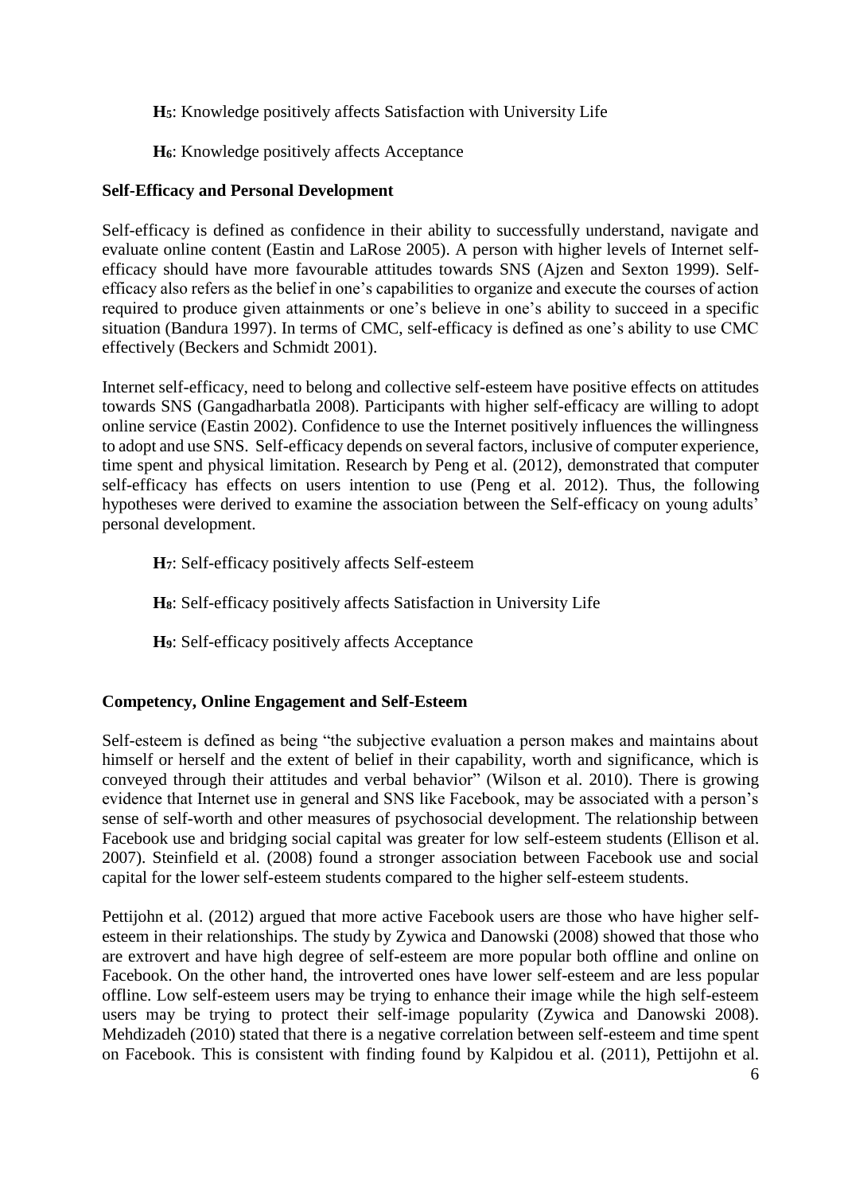**H$_5$**: Knowledge positively affects Satisfaction with University Life

**H$_6$**: Knowledge positively affects Acceptance

**Self-Efficacy and Personal Development**

Self-efficacy is defined as confidence in their ability to successfully understand, navigate and evaluate online content (Eastin and LaRose 2005). A person with higher levels of Internet self-efficacy should have more favourable attitudes towards SNS (Ajzen and Sexton 1999). Self-efficacy also refers as the belief in one's capabilities to organize and execute the courses of action required to produce given attainments or one's believe in one's ability to succeed in a specific situation (Bandura 1997). In terms of CMC, self-efficacy is defined as one's ability to use CMC effectively (Beckers and Schmidt 2001).

Internet self-efficacy, need to belong and collective self-esteem have positive effects on attitudes towards SNS (Gangadharbatla 2008). Participants with higher self-efficacy are willing to adopt online service (Eastin 2002). Confidence to use the Internet positively influences the willingness to adopt and use SNS. Self-efficacy depends on several factors, inclusive of computer experience, time spent and physical limitation. Research by Peng et al. (2012), demonstrated that computer self-efficacy has effects on users intention to use (Peng et al. 2012). Thus, the following hypotheses were derived to examine the association between the Self-efficacy on young adults' personal development.

**H$_7$**: Self-efficacy positively affects Self-esteem

**H$_8$**: Self-efficacy positively affects Satisfaction in University Life

**H$_9$**: Self-efficacy positively affects Acceptance

**Competency, Online Engagement and Self-Esteem**

Self-esteem is defined as being "the subjective evaluation a person makes and maintains about himself or herself and the extent of belief in their capability, worth and significance, which is conveyed through their attitudes and verbal behavior" (Wilson et al. 2010). There is growing evidence that Internet use in general and SNS like Facebook, may be associated with a person's sense of self-worth and other measures of psychosocial development. The relationship between Facebook use and bridging social capital was greater for low self-esteem students (Ellison et al. 2007). Steinfield et al. (2008) found a stronger association between Facebook use and social capital for the lower self-esteem students compared to the higher self-esteem students.

Pettijohn et al. (2012) argued that more active Facebook users are those who have higher self-esteem in their relationships. The study by Zywica and Danowski (2008) showed that those who are extrovert and have high degree of self-esteem are more popular both offline and online on Facebook. On the other hand, the introverted ones have lower self-esteem and are less popular offline. Low self-esteem users may be trying to enhance their image while the high self-esteem users may be trying to protect their self-image popularity (Zywica and Danowski 2008). Mehdizadeh (2010) stated that there is a negative correlation between self-esteem and time spent on Facebook. This is consistent with finding found by Kalpidou et al. (2011), Pettijohn et al.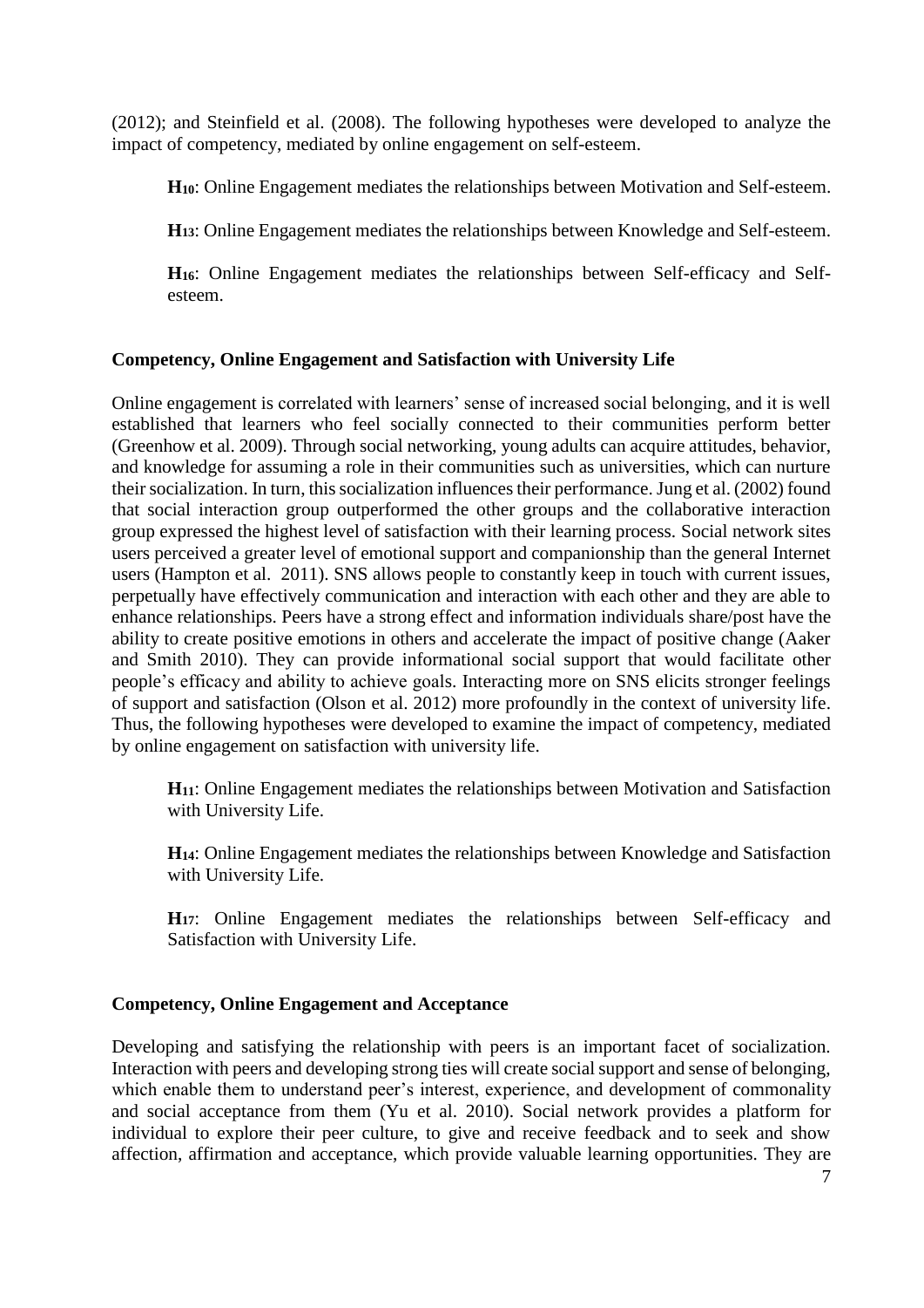(2012); and Steinfield et al. (2008). The following hypotheses were developed to analyze the impact of competency, mediated by online engagement on self-esteem.

> **$H_{10}$**: Online Engagement mediates the relationships between Motivation and Self-esteem.
>
> **$H_{13}$**: Online Engagement mediates the relationships between Knowledge and Self-esteem.
>
> **$H_{16}$**: Online Engagement mediates the relationships between Self-efficacy and Self-esteem.

**Competency, Online Engagement and Satisfaction with University Life**

Online engagement is correlated with learners' sense of increased social belonging, and it is well established that learners who feel socially connected to their communities perform better (Greenhow et al. 2009). Through social networking, young adults can acquire attitudes, behavior, and knowledge for assuming a role in their communities such as universities, which can nurture their socialization. In turn, this socialization influences their performance. Jung et al. (2002) found that social interaction group outperformed the other groups and the collaborative interaction group expressed the highest level of satisfaction with their learning process. Social network sites users perceived a greater level of emotional support and companionship than the general Internet users (Hampton et al. 2011). SNS allows people to constantly keep in touch with current issues, perpetually have effectively communication and interaction with each other and they are able to enhance relationships. Peers have a strong effect and information individuals share/post have the ability to create positive emotions in others and accelerate the impact of positive change (Aaker and Smith 2010). They can provide informational social support that would facilitate other people's efficacy and ability to achieve goals. Interacting more on SNS elicits stronger feelings of support and satisfaction (Olson et al. 2012) more profoundly in the context of university life. Thus, the following hypotheses were developed to examine the impact of competency, mediated by online engagement on satisfaction with university life.

> **$H_{11}$**: Online Engagement mediates the relationships between Motivation and Satisfaction with University Life.
>
> **$H_{14}$**: Online Engagement mediates the relationships between Knowledge and Satisfaction with University Life.
>
> **$H_{17}$**: Online Engagement mediates the relationships between Self-efficacy and Satisfaction with University Life.

**Competency, Online Engagement and Acceptance**

Developing and satisfying the relationship with peers is an important facet of socialization. Interaction with peers and developing strong ties will create social support and sense of belonging, which enable them to understand peer's interest, experience, and development of commonality and social acceptance from them (Yu et al. 2010). Social network provides a platform for individual to explore their peer culture, to give and receive feedback and to seek and show affection, affirmation and acceptance, which provide valuable learning opportunities. They are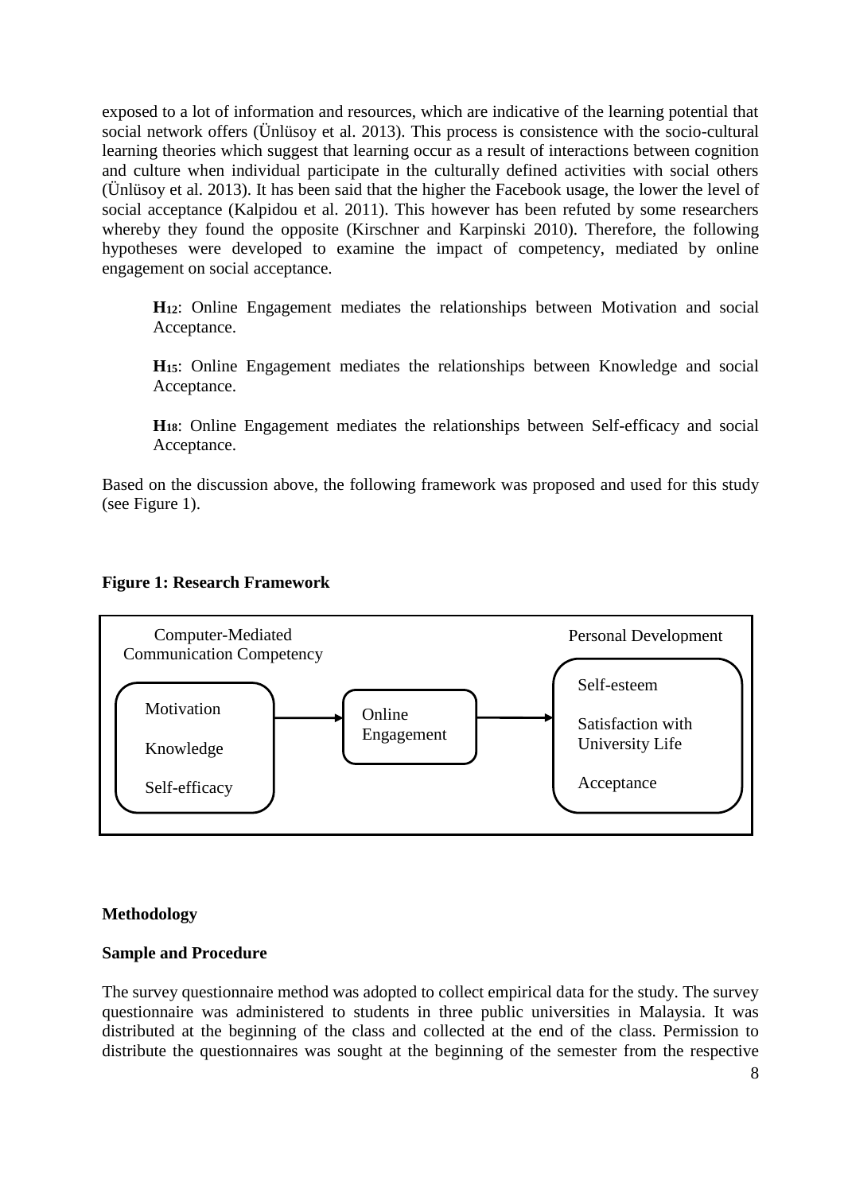exposed to a lot of information and resources, which are indicative of the learning potential that social network offers (Ünlüsoy et al. 2013). This process is consistence with the socio-cultural learning theories which suggest that learning occur as a result of interactions between cognition and culture when individual participate in the culturally defined activities with social others (Ünlüsoy et al. 2013). It has been said that the higher the Facebook usage, the lower the level of social acceptance (Kalpidou et al. 2011). This however has been refuted by some researchers whereby they found the opposite (Kirschner and Karpinski 2010). Therefore, the following hypotheses were developed to examine the impact of competency, mediated by online engagement on social acceptance.

> **$H_{12}$**: Online Engagement mediates the relationships between Motivation and social Acceptance.
>
> **$H_{15}$**: Online Engagement mediates the relationships between Knowledge and social Acceptance.
>
> **$H_{18}$**: Online Engagement mediates the relationships between Self-efficacy and social Acceptance.

Based on the discussion above, the following framework was proposed and used for this study (see Figure 1).

**Figure 1: Research Framework**

Computer-Mediated Communication Competency: Motivation, Knowledge, Self-efficacy → Online Engagement → Personal Development: Self-esteem, Satisfaction with University Life, Acceptance

## Methodology

### Sample and Procedure

The survey questionnaire method was adopted to collect empirical data for the study. The survey questionnaire was administered to students in three public universities in Malaysia. It was distributed at the beginning of the class and collected at the end of the class. Permission to distribute the questionnaires was sought at the beginning of the semester from the respective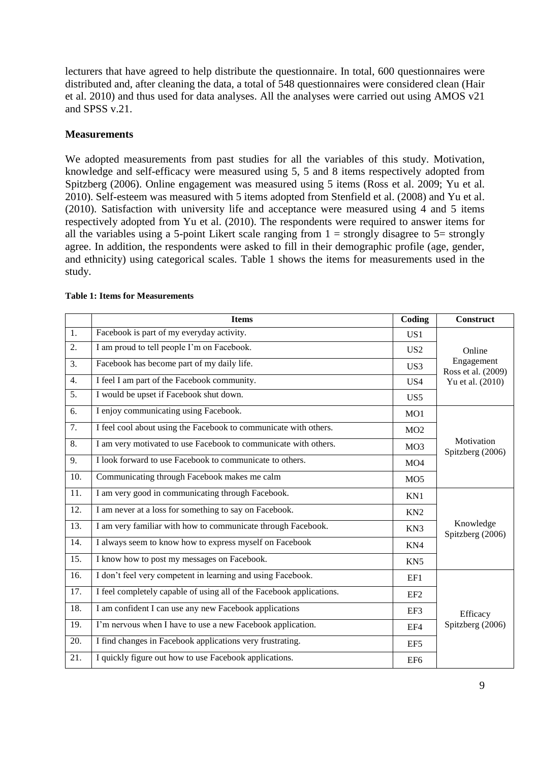lecturers that have agreed to help distribute the questionnaire. In total, 600 questionnaires were distributed and, after cleaning the data, a total of 548 questionnaires were considered clean (Hair et al. 2010) and thus used for data analyses. All the analyses were carried out using AMOS v21 and SPSS v.21.

## Measurements

We adopted measurements from past studies for all the variables of this study. Motivation, knowledge and self-efficacy were measured using 5, 5 and 8 items respectively adopted from Spitzberg (2006). Online engagement was measured using 5 items (Ross et al. 2009; Yu et al. 2010). Self-esteem was measured with 5 items adopted from Stenfield et al. (2008) and Yu et al. (2010). Satisfaction with university life and acceptance were measured using 4 and 5 items respectively adopted from Yu et al. (2010). The respondents were required to answer items for all the variables using a 5-point Likert scale ranging from 1 = strongly disagree to 5= strongly agree. In addition, the respondents were asked to fill in their demographic profile (age, gender, and ethnicity) using categorical scales. Table 1 shows the items for measurements used in the study.

**Table 1: Items for Measurements**

| | Items | Coding | Construct |
|---|---|---|---|
| 1. | Facebook is part of my everyday activity. | US1 | Online Engagement Ross et al. (2009) Yu et al. (2010) |
| 2. | I am proud to tell people I'm on Facebook. | US2 | |
| 3. | Facebook has become part of my daily life. | US3 | |
| 4. | I feel I am part of the Facebook community. | US4 | |
| 5. | I would be upset if Facebook shut down. | US5 | |
| 6. | I enjoy communicating using Facebook. | MO1 | Motivation Spitzberg (2006) |
| 7. | I feel cool about using the Facebook to communicate with others. | MO2 | |
| 8. | I am very motivated to use Facebook to communicate with others. | MO3 | |
| 9. | I look forward to use Facebook to communicate to others. | MO4 | |
| 10. | Communicating through Facebook makes me calm | MO5 | |
| 11. | I am very good in communicating through Facebook. | KN1 | Knowledge Spitzberg (2006) |
| 12. | I am never at a loss for something to say on Facebook. | KN2 | |
| 13. | I am very familiar with how to communicate through Facebook. | KN3 | |
| 14. | I always seem to know how to express myself on Facebook | KN4 | |
| 15. | I know how to post my messages on Facebook. | KN5 | |
| 16. | I don't feel very competent in learning and using Facebook. | EF1 | Efficacy Spitzberg (2006) |
| 17. | I feel completely capable of using all of the Facebook applications. | EF2 | |
| 18. | I am confident I can use any new Facebook applications | EF3 | |
| 19. | I'm nervous when I have to use a new Facebook application. | EF4 | |
| 20. | I find changes in Facebook applications very frustrating. | EF5 | |
| 21. | I quickly figure out how to use Facebook applications. | EF6 | |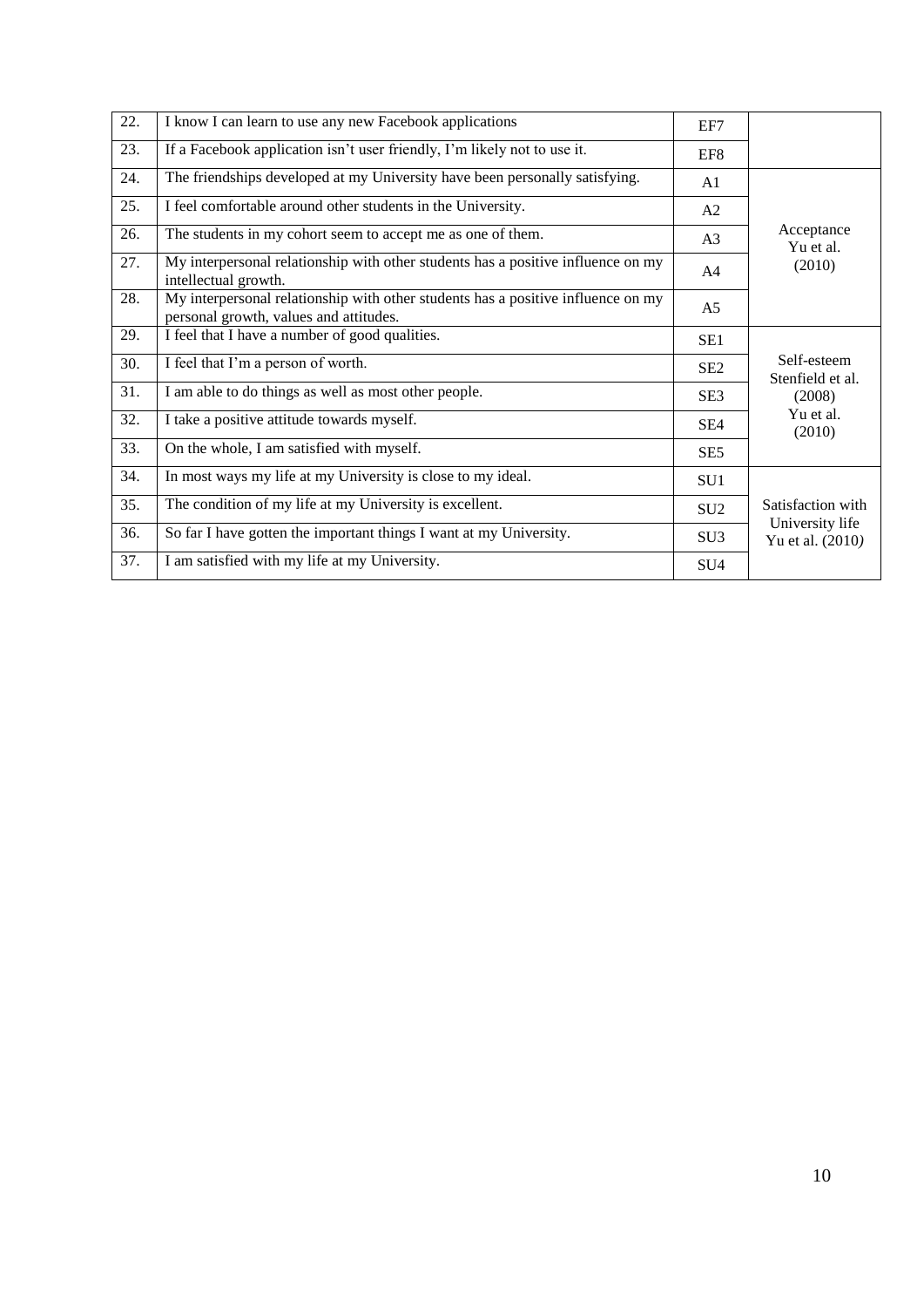| | | | |
|---|---|---|---|
| 22. | I know I can learn to use any new Facebook applications | EF7 | |
| 23. | If a Facebook application isn't user friendly, I'm likely not to use it. | EF8 | |
| 24. | The friendships developed at my University have been personally satisfying. | A1 | Acceptance Yu et al. (2010) |
| 25. | I feel comfortable around other students in the University. | A2 | |
| 26. | The students in my cohort seem to accept me as one of them. | A3 | |
| 27. | My interpersonal relationship with other students has a positive influence on my intellectual growth. | A4 | |
| 28. | My interpersonal relationship with other students has a positive influence on my personal growth, values and attitudes. | A5 | |
| 29. | I feel that I have a number of good qualities. | SE1 | Self-esteem Stenfield et al. (2008) Yu et al. (2010) |
| 30. | I feel that I'm a person of worth. | SE2 | |
| 31. | I am able to do things as well as most other people. | SE3 | |
| 32. | I take a positive attitude towards myself. | SE4 | |
| 33. | On the whole, I am satisfied with myself. | SE5 | |
| 34. | In most ways my life at my University is close to my ideal. | SU1 | Satisfaction with University life Yu et al. (2010) |
| 35. | The condition of my life at my University is excellent. | SU2 | |
| 36. | So far I have gotten the important things I want at my University. | SU3 | |
| 37. | I am satisfied with my life at my University. | SU4 | |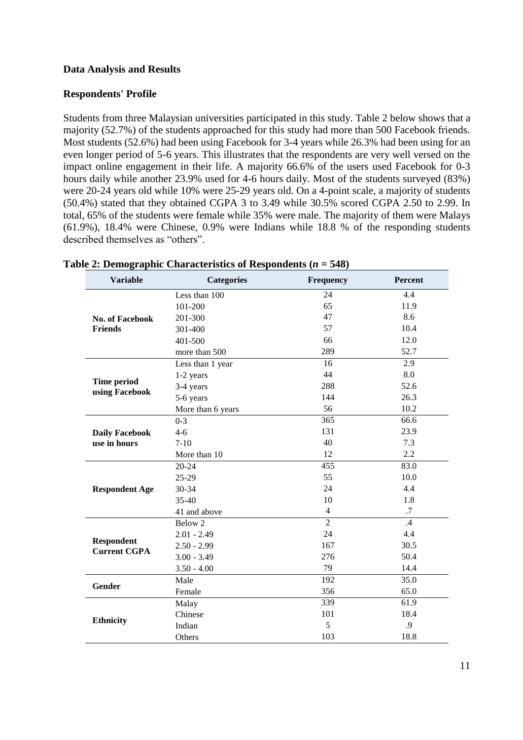## Data Analysis and Results

### Respondents' Profile

Students from three Malaysian universities participated in this study. Table 2 below shows that a majority (52.7%) of the students approached for this study had more than 500 Facebook friends. Most students (52.6%) had been using Facebook for 3-4 years while 26.3% had been using for an even longer period of 5-6 years. This illustrates that the respondents are very well versed on the impact online engagement in their life. A majority 66.6% of the users used Facebook for 0-3 hours daily while another 23.9% used for 4-6 hours daily. Most of the students surveyed (83%) were 20-24 years old while 10% were 25-29 years old. On a 4-point scale, a majority of students (50.4%) stated that they obtained CGPA 3 to 3.49 while 30.5% scored CGPA 2.50 to 2.99. In total, 65% of the students were female while 35% were male. The majority of them were Malays (61.9%), 18.4% were Chinese, 0.9% were Indians while 18.8 % of the responding students described themselves as "others".

**Table 2: Demographic Characteristics of Respondents (*n* = 548)**

| Variable | Categories | Frequency | Percent |
|---|---|---|---|
| **No. of Facebook Friends** | Less than 100 | 24 | 4.4 |
| | 101-200 | 65 | 11.9 |
| | 201-300 | 47 | 8.6 |
| | 301-400 | 57 | 10.4 |
| | 401-500 | 66 | 12.0 |
| | more than 500 | 289 | 52.7 |
| **Time period using Facebook** | Less than 1 year | 16 | 2.9 |
| | 1-2 years | 44 | 8.0 |
| | 3-4 years | 288 | 52.6 |
| | 5-6 years | 144 | 26.3 |
| | More than 6 years | 56 | 10.2 |
| **Daily Facebook use in hours** | 0-3 | 365 | 66.6 |
| | 4-6 | 131 | 23.9 |
| | 7-10 | 40 | 7.3 |
| | More than 10 | 12 | 2.2 |
| **Respondent Age** | 20-24 | 455 | 83.0 |
| | 25-29 | 55 | 10.0 |
| | 30-34 | 24 | 4.4 |
| | 35-40 | 10 | 1.8 |
| | 41 and above | 4 | .7 |
| **Respondent Current CGPA** | Below 2 | 2 | .4 |
| | 2.01 - 2.49 | 24 | 4.4 |
| | 2.50 - 2.99 | 167 | 30.5 |
| | 3.00 - 3.49 | 276 | 50.4 |
| | 3.50 - 4.00 | 79 | 14.4 |
| **Gender** | Male | 192 | 35.0 |
| | Female | 356 | 65.0 |
| **Ethnicity** | Malay | 339 | 61.9 |
| | Chinese | 101 | 18.4 |
| | Indian | 5 | .9 |
| | Others | 103 | 18.8 |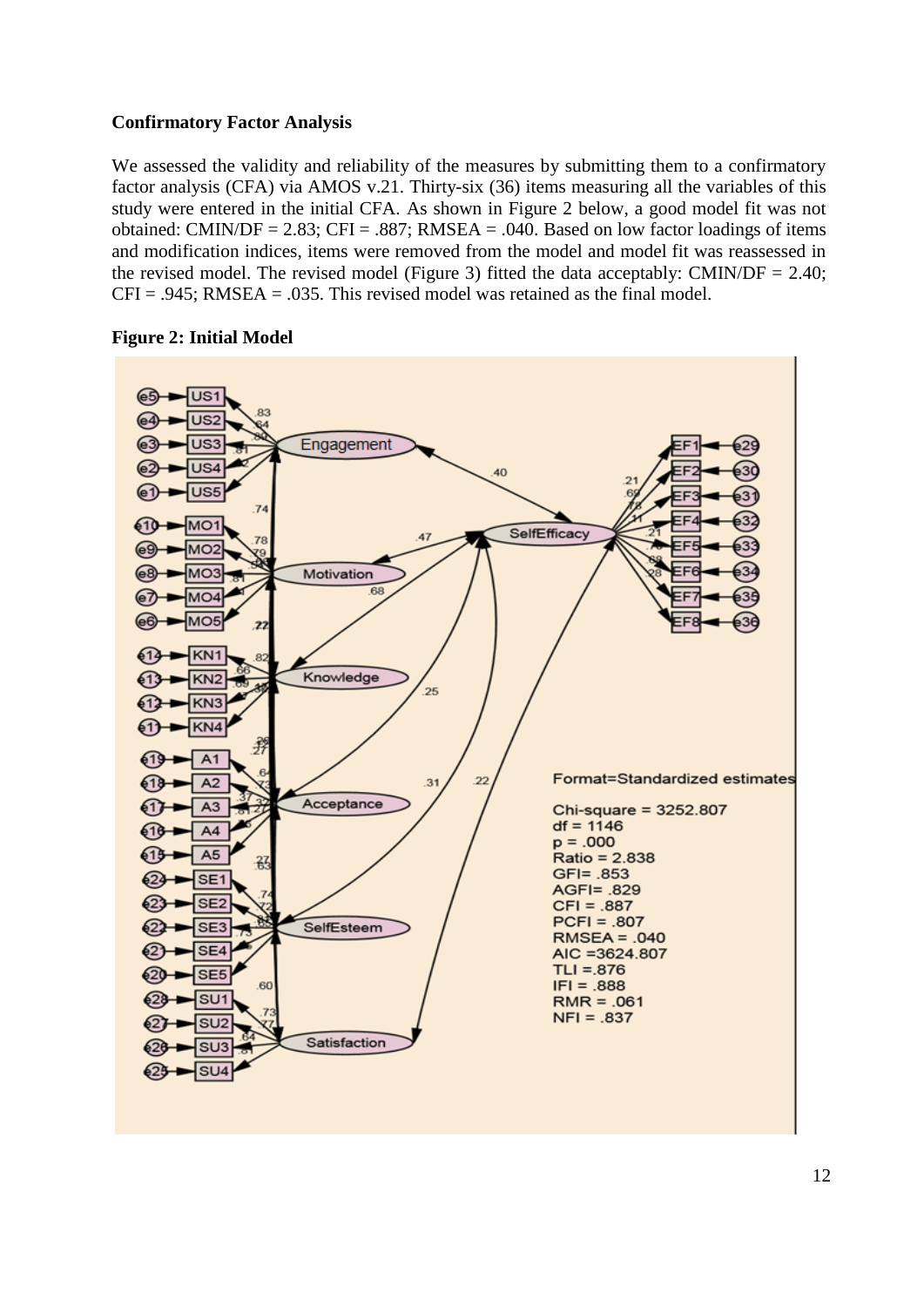**Confirmatory Factor Analysis**

We assessed the validity and reliability of the measures by submitting them to a confirmatory factor analysis (CFA) via AMOS v.21. Thirty-six (36) items measuring all the variables of this study were entered in the initial CFA. As shown in Figure 2 below, a good model fit was not obtained: CMIN/DF = 2.83; CFI = .887; RMSEA = .040. Based on low factor loadings of items and modification indices, items were removed from the model and model fit was reassessed in the revised model. The revised model (Figure 3) fitted the data acceptably: CMIN/DF = 2.40; CFI = .945; RMSEA = .035. This revised model was retained as the final model.

**Figure 2: Initial Model**

Format=Standardized estimates

Chi-square = 3252.807
df = 1146
p = .000
Ratio = 2.838
GFI= .853
AGFI= .829
CFI = .887
PCFI = .807
RMSEA = .040
AIC =3624.807
TLI =.876
IFI = .888
RMR = .061
NFI = .837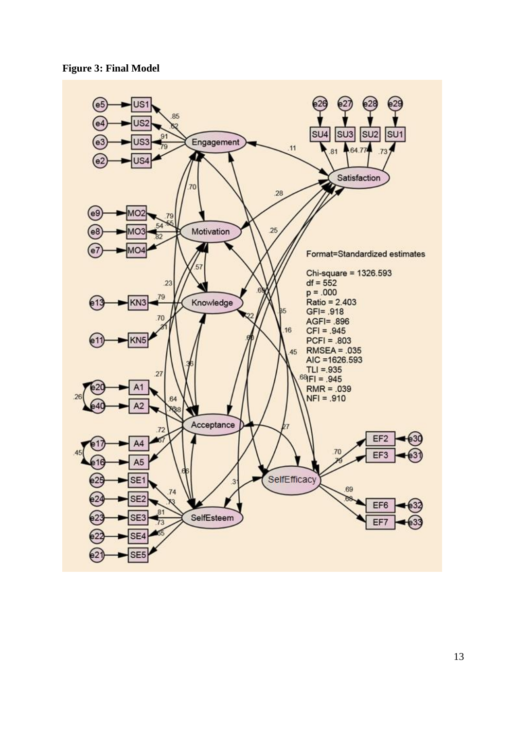**Figure 3: Final Model**

Format=Standardized estimates

Chi-square = 1326.593
df = 552
p = .000
Ratio = 2.403
GFI= .918
AGFI= .896
CFI = .945
PCFI = .803
RMSEA = .035
AIC =1626.593
TLI =.935
IFI = .945
RMR = .039
NFI = .910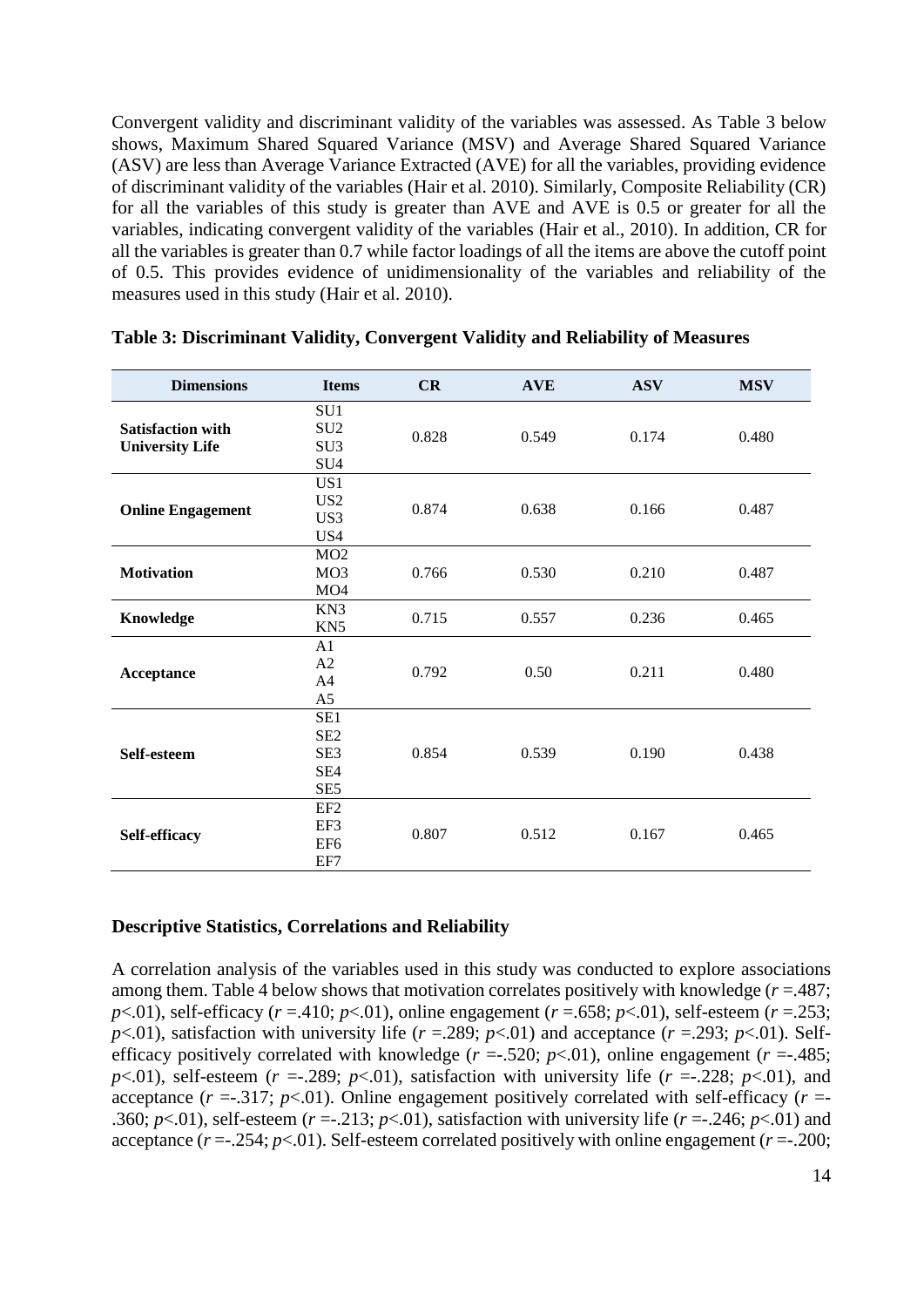Convergent validity and discriminant validity of the variables was assessed. As Table 3 below shows, Maximum Shared Squared Variance (MSV) and Average Shared Squared Variance (ASV) are less than Average Variance Extracted (AVE) for all the variables, providing evidence of discriminant validity of the variables (Hair et al. 2010). Similarly, Composite Reliability (CR) for all the variables of this study is greater than AVE and AVE is 0.5 or greater for all the variables, indicating convergent validity of the variables (Hair et al., 2010). In addition, CR for all the variables is greater than 0.7 while factor loadings of all the items are above the cutoff point of 0.5. This provides evidence of unidimensionality of the variables and reliability of the measures used in this study (Hair et al. 2010).

**Table 3: Discriminant Validity, Convergent Validity and Reliability of Measures**

| Dimensions | Items | CR | AVE | ASV | MSV |
|---|---|---|---|---|---|
| **Satisfaction with University Life** | SU1 SU2 SU3 SU4 | 0.828 | 0.549 | 0.174 | 0.480 |
| **Online Engagement** | US1 US2 US3 US4 | 0.874 | 0.638 | 0.166 | 0.487 |
| **Motivation** | MO2 MO3 MO4 | 0.766 | 0.530 | 0.210 | 0.487 |
| **Knowledge** | KN3 KN5 | 0.715 | 0.557 | 0.236 | 0.465 |
| **Acceptance** | A1 A2 A4 A5 | 0.792 | 0.50 | 0.211 | 0.480 |
| **Self-esteem** | SE1 SE2 SE3 SE4 SE5 | 0.854 | 0.539 | 0.190 | 0.438 |
| **Self-efficacy** | EF2 EF3 EF6 EF7 | 0.807 | 0.512 | 0.167 | 0.465 |

### Descriptive Statistics, Correlations and Reliability

A correlation analysis of the variables used in this study was conducted to explore associations among them. Table 4 below shows that motivation correlates positively with knowledge ($r$ =.487; $p$<.01), self-efficacy ($r$ =.410; $p$<.01), online engagement ($r$ =.658; $p$<.01), self-esteem ($r$ =.253; $p$<.01), satisfaction with university life ($r$ =.289; $p$<.01) and acceptance ($r$ =.293; $p$<.01). Self-efficacy positively correlated with knowledge ($r$ =-.520; $p$<.01), online engagement ($r$ =-.485; $p$<.01), self-esteem ($r$ =-.289; $p$<.01), satisfaction with university life ($r$ =-.228; $p$<.01), and acceptance ($r$ =-.317; $p$<.01). Online engagement positively correlated with self-efficacy ($r$ =-.360; $p$<.01), self-esteem ($r$ =-.213; $p$<.01), satisfaction with university life ($r$ =-.246; $p$<.01) and acceptance ($r$ =-.254; $p$<.01). Self-esteem correlated positively with online engagement ($r$ =-.200;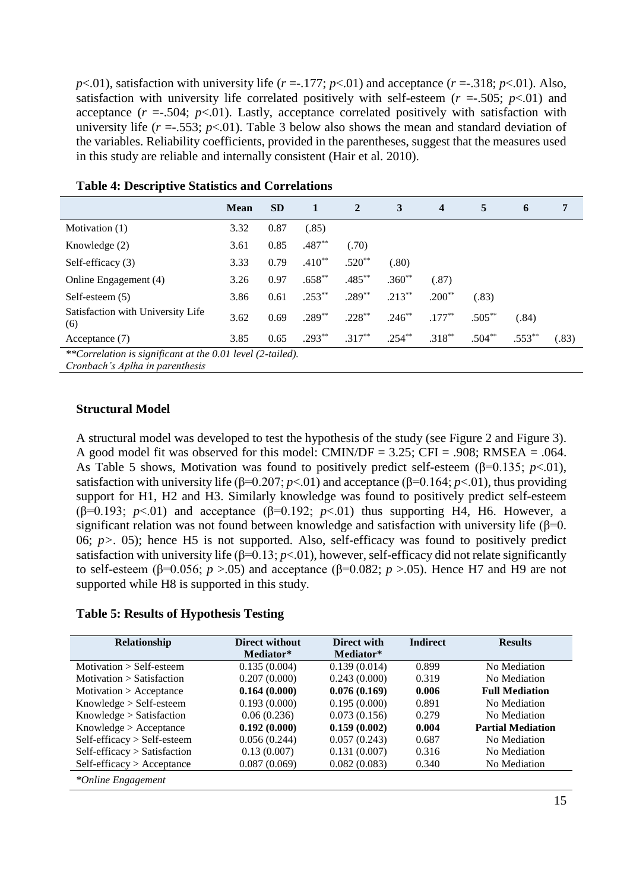$p$<.01), satisfaction with university life ($r$ =-.177; $p$<.01) and acceptance ($r$ =-.318; $p$<.01). Also, satisfaction with university life correlated positively with self-esteem ($r$ =-.505; $p$<.01) and acceptance ($r$ =-.504; $p$<.01). Lastly, acceptance correlated positively with satisfaction with university life ($r$ =-.553; $p$<.01). Table 3 below also shows the mean and standard deviation of the variables. Reliability coefficients, provided in the parentheses, suggest that the measures used in this study are reliable and internally consistent (Hair et al. 2010).

**Table 4: Descriptive Statistics and Correlations**

| | Mean | SD | 1 | 2 | 3 | 4 | 5 | 6 | 7 |
|---|---|---|---|---|---|---|---|---|---|
| Motivation (1) | 3.32 | 0.87 | (.85) | | | | | | |
| Knowledge (2) | 3.61 | 0.85 | .487** | (.70) | | | | | |
| Self-efficacy (3) | 3.33 | 0.79 | .410** | .520** | (.80) | | | | |
| Online Engagement (4) | 3.26 | 0.97 | .658** | .485** | .360** | (.87) | | | |
| Self-esteem (5) | 3.86 | 0.61 | .253** | .289** | .213** | .200** | (.83) | | |
| Satisfaction with University Life (6) | 3.62 | 0.69 | .289** | .228** | .246** | .177** | .505** | (.84) | |
| Acceptance (7) | 3.85 | 0.65 | .293** | .317** | .254** | .318** | .504** | .553** | (.83) |

*\*\*Correlation is significant at the 0.01 level (2-tailed).*
*Cronbach's Aplha in parenthesis*

### Structural Model

A structural model was developed to test the hypothesis of the study (see Figure 2 and Figure 3). A good model fit was observed for this model: CMIN/DF = 3.25; CFI = .908; RMSEA = .064. As Table 5 shows, Motivation was found to positively predict self-esteem (β=0.135; $p$<.01), satisfaction with university life (β=0.207; $p$<.01) and acceptance (β=0.164; $p$<.01), thus providing support for H1, H2 and H3. Similarly knowledge was found to positively predict self-esteem (β=0.193; $p$<.01) and acceptance (β=0.192; $p$<.01) thus supporting H4, H6. However, a significant relation was not found between knowledge and satisfaction with university life (β=0. 06; $p$>. 05); hence H5 is not supported. Also, self-efficacy was found to positively predict satisfaction with university life (β=0.13; $p$<.01), however, self-efficacy did not relate significantly to self-esteem (β=0.056; $p$ >.05) and acceptance (β=0.082; $p$ >.05). Hence H7 and H9 are not supported while H8 is supported in this study.

**Table 5: Results of Hypothesis Testing**

| Relationship | Direct without Mediator* | Direct with Mediator* | Indirect | Results |
|---|---|---|---|---|
| Motivation > Self-esteem | 0.135 (0.004) | 0.139 (0.014) | 0.899 | No Mediation |
| Motivation > Satisfaction | 0.207 (0.000) | 0.243 (0.000) | 0.319 | No Mediation |
| Motivation > Acceptance | **0.164 (0.000)** | **0.076 (0.169)** | **0.006** | **Full Mediation** |
| Knowledge > Self-esteem | 0.193 (0.000) | 0.195 (0.000) | 0.891 | No Mediation |
| Knowledge > Satisfaction | 0.06 (0.236) | 0.073 (0.156) | 0.279 | No Mediation |
| Knowledge > Acceptance | **0.192 (0.000)** | **0.159 (0.002)** | **0.004** | **Partial Mediation** |
| Self-efficacy > Self-esteem | 0.056 (0.244) | 0.057 (0.243) | 0.687 | No Mediation |
| Self-efficacy > Satisfaction | 0.13 (0.007) | 0.131 (0.007) | 0.316 | No Mediation |
| Self-efficacy > Acceptance | 0.087 (0.069) | 0.082 (0.083) | 0.340 | No Mediation |

*\*Online Engagement*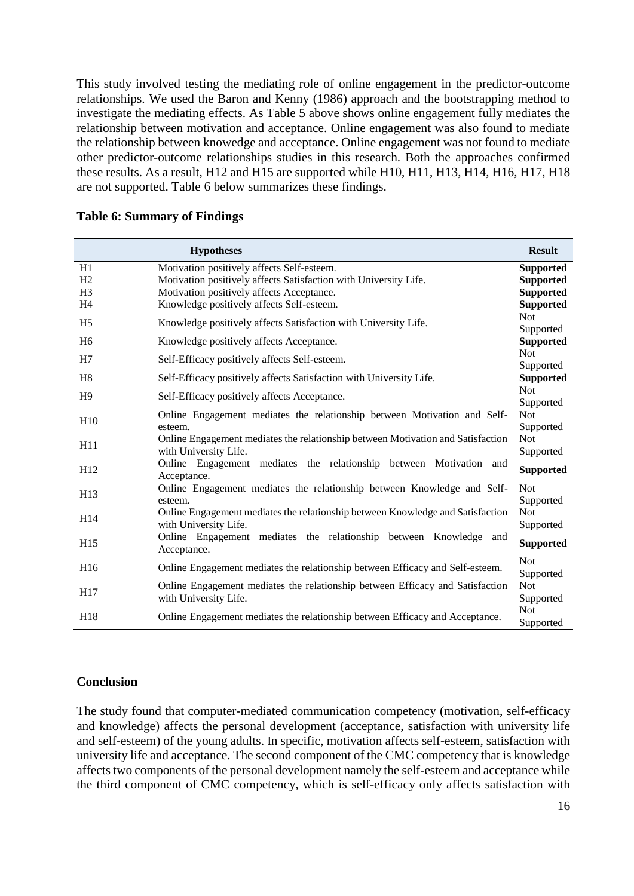This study involved testing the mediating role of online engagement in the predictor-outcome relationships. We used the Baron and Kenny (1986) approach and the bootstrapping method to investigate the mediating effects. As Table 5 above shows online engagement fully mediates the relationship between motivation and acceptance. Online engagement was also found to mediate the relationship between knowedge and acceptance. Online engagement was not found to mediate other predictor-outcome relationships studies in this research. Both the approaches confirmed these results. As a result, H12 and H15 are supported while H10, H11, H13, H14, H16, H17, H18 are not supported. Table 6 below summarizes these findings.

**Table 6: Summary of Findings**

| | Hypotheses | Result |
|---|---|---|
| H1 | Motivation positively affects Self-esteem. | **Supported** |
| H2 | Motivation positively affects Satisfaction with University Life. | **Supported** |
| H3 | Motivation positively affects Acceptance. | **Supported** |
| H4 | Knowledge positively affects Self-esteem. | **Supported** |
| H5 | Knowledge positively affects Satisfaction with University Life. | Not Supported |
| H6 | Knowledge positively affects Acceptance. | **Supported** |
| H7 | Self-Efficacy positively affects Self-esteem. | Not Supported |
| H8 | Self-Efficacy positively affects Satisfaction with University Life. | **Supported** |
| H9 | Self-Efficacy positively affects Acceptance. | Not Supported |
| H10 | Online Engagement mediates the relationship between Motivation and Self-esteem. | Not Supported |
| H11 | Online Engagement mediates the relationship between Motivation and Satisfaction with University Life. | Not Supported |
| H12 | Online Engagement mediates the relationship between Motivation and Acceptance. | **Supported** |
| H13 | Online Engagement mediates the relationship between Knowledge and Self-esteem. | Not Supported |
| H14 | Online Engagement mediates the relationship between Knowledge and Satisfaction with University Life. | Not Supported |
| H15 | Online Engagement mediates the relationship between Knowledge and Acceptance. | **Supported** |
| H16 | Online Engagement mediates the relationship between Efficacy and Self-esteem. | Not Supported |
| H17 | Online Engagement mediates the relationship between Efficacy and Satisfaction with University Life. | Not Supported |
| H18 | Online Engagement mediates the relationship between Efficacy and Acceptance. | Not Supported |

## Conclusion

The study found that computer-mediated communication competency (motivation, self-efficacy and knowledge) affects the personal development (acceptance, satisfaction with university life and self-esteem) of the young adults. In specific, motivation affects self-esteem, satisfaction with university life and acceptance. The second component of the CMC competency that is knowledge affects two components of the personal development namely the self-esteem and acceptance while the third component of CMC competency, which is self-efficacy only affects satisfaction with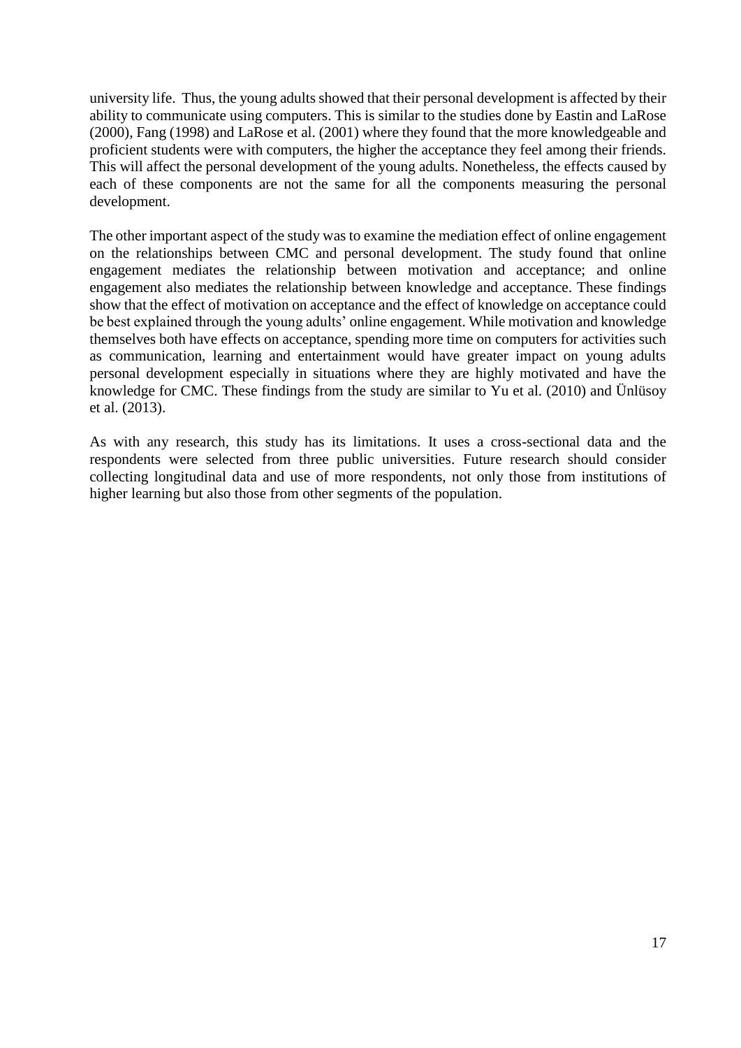university life. Thus, the young adults showed that their personal development is affected by their ability to communicate using computers. This is similar to the studies done by Eastin and LaRose (2000), Fang (1998) and LaRose et al. (2001) where they found that the more knowledgeable and proficient students were with computers, the higher the acceptance they feel among their friends. This will affect the personal development of the young adults. Nonetheless, the effects caused by each of these components are not the same for all the components measuring the personal development.

The other important aspect of the study was to examine the mediation effect of online engagement on the relationships between CMC and personal development. The study found that online engagement mediates the relationship between motivation and acceptance; and online engagement also mediates the relationship between knowledge and acceptance. These findings show that the effect of motivation on acceptance and the effect of knowledge on acceptance could be best explained through the young adults' online engagement. While motivation and knowledge themselves both have effects on acceptance, spending more time on computers for activities such as communication, learning and entertainment would have greater impact on young adults personal development especially in situations where they are highly motivated and have the knowledge for CMC. These findings from the study are similar to Yu et al. (2010) and Ünlüsoy et al. (2013).

As with any research, this study has its limitations. It uses a cross-sectional data and the respondents were selected from three public universities. Future research should consider collecting longitudinal data and use of more respondents, not only those from institutions of higher learning but also those from other segments of the population.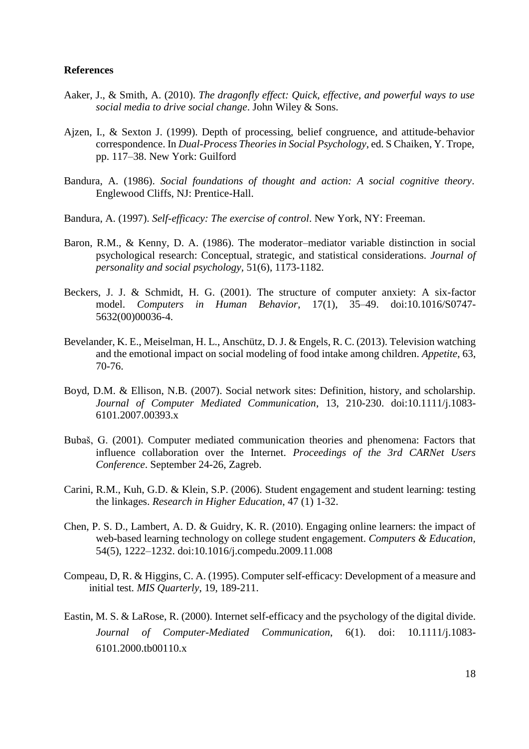**References**

Aaker, J., & Smith, A. (2010). *The dragonfly effect: Quick, effective, and powerful ways to use social media to drive social change*. John Wiley & Sons.

Ajzen, I., & Sexton J. (1999). Depth of processing, belief congruence, and attitude-behavior correspondence. In *Dual-Process Theories in Social Psychology*, ed. S Chaiken, Y. Trope, pp. 117–38. New York: Guilford

Bandura, A. (1986). *Social foundations of thought and action: A social cognitive theory*. Englewood Cliffs, NJ: Prentice-Hall.

Bandura, A. (1997). *Self-efficacy: The exercise of control*. New York, NY: Freeman.

Baron, R.M., & Kenny, D. A. (1986). The moderator–mediator variable distinction in social psychological research: Conceptual, strategic, and statistical considerations. *Journal of personality and social psychology*, 51(6), 1173-1182.

Beckers, J. J. & Schmidt, H. G. (2001). The structure of computer anxiety: A six-factor model. *Computers in Human Behavior*, 17(1), 35–49. doi:10.1016/S0747-5632(00)00036-4.

Bevelander, K. E., Meiselman, H. L., Anschütz, D. J. & Engels, R. C. (2013). Television watching and the emotional impact on social modeling of food intake among children. *Appetite*, 63, 70-76.

Boyd, D.M. & Ellison, N.B. (2007). Social network sites: Definition, history, and scholarship. *Journal of Computer Mediated Communication*, 13, 210-230. doi:10.1111/j.1083-6101.2007.00393.x

Bubaš, G. (2001). Computer mediated communication theories and phenomena: Factors that influence collaboration over the Internet. *Proceedings of the 3rd CARNet Users Conference*. September 24-26, Zagreb.

Carini, R.M., Kuh, G.D. & Klein, S.P. (2006). Student engagement and student learning: testing the linkages. *Research in Higher Education*, 47 (1) 1-32.

Chen, P. S. D., Lambert, A. D. & Guidry, K. R. (2010). Engaging online learners: the impact of web-based learning technology on college student engagement. *Computers & Education*, 54(5), 1222–1232. doi:10.1016/j.compedu.2009.11.008

Compeau, D, R. & Higgins, C. A. (1995). Computer self-efficacy: Development of a measure and initial test. *MIS Quarterly*, 19, 189-211.

Eastin, M. S. & LaRose, R. (2000). Internet self-efficacy and the psychology of the digital divide. *Journal of Computer-Mediated Communication*, 6(1). doi: 10.1111/j.1083-6101.2000.tb00110.x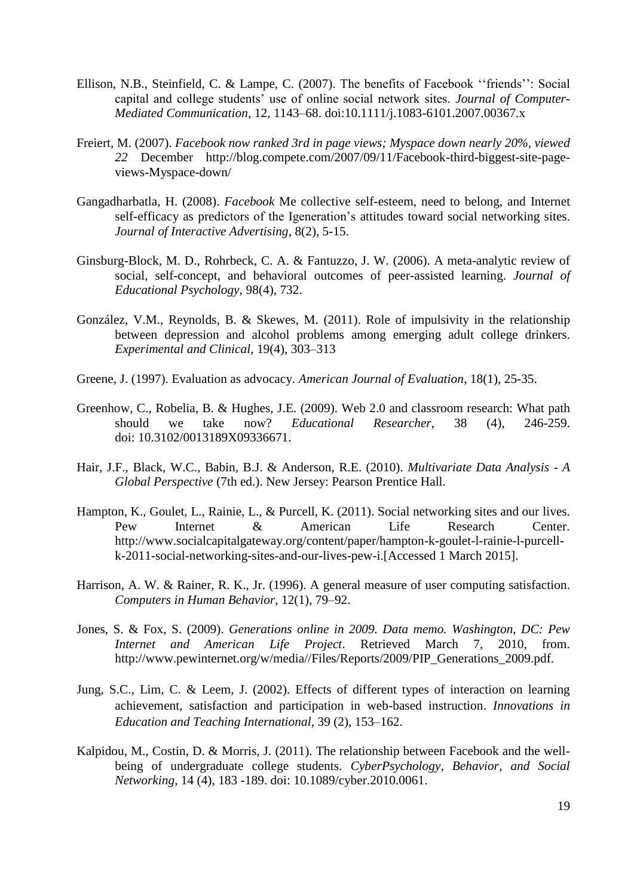Ellison, N.B., Steinfield, C. & Lampe, C. (2007). The benefits of Facebook ''friends'': Social capital and college students' use of online social network sites. *Journal of Computer-Mediated Communication*, 12, 1143–68. doi:10.1111/j.1083-6101.2007.00367.x

Freiert, M. (2007). *Facebook now ranked 3rd in page views; Myspace down nearly 20%, viewed 22* December http://blog.compete.com/2007/09/11/Facebook-third-biggest-site-page-views-Myspace-down/

Gangadharbatla, H. (2008). *Facebook* Me collective self-esteem, need to belong, and Internet self-efficacy as predictors of the Igeneration's attitudes toward social networking sites. *Journal of Interactive Advertising*, 8(2), 5-15.

Ginsburg-Block, M. D., Rohrbeck, C. A. & Fantuzzo, J. W. (2006). A meta-analytic review of social, self-concept, and behavioral outcomes of peer-assisted learning. *Journal of Educational Psychology*, 98(4), 732.

González, V.M., Reynolds, B. & Skewes, M. (2011). Role of impulsivity in the relationship between depression and alcohol problems among emerging adult college drinkers. *Experimental and Clinical*, 19(4), 303–313

Greene, J. (1997). Evaluation as advocacy. *American Journal of Evaluation*, 18(1), 25-35.

Greenhow, C., Robelia, B. & Hughes, J.E. (2009). Web 2.0 and classroom research: What path should we take now? *Educational Researcher*, 38 (4), 246-259. doi: 10.3102/0013189X09336671.

Hair, J.F., Black, W.C., Babin, B.J. & Anderson, R.E. (2010). *Multivariate Data Analysis - A Global Perspective* (7th ed.). New Jersey: Pearson Prentice Hall.

Hampton, K., Goulet, L., Rainie, L., & Purcell, K. (2011). Social networking sites and our lives. Pew Internet & American Life Research Center. http://www.socialcapitalgateway.org/content/paper/hampton-k-goulet-l-rainie-l-purcell-k-2011-social-networking-sites-and-our-lives-pew-i.[Accessed 1 March 2015].

Harrison, A. W. & Rainer, R. K., Jr. (1996). A general measure of user computing satisfaction. *Computers in Human Behavior*, 12(1), 79–92.

Jones, S. & Fox, S. (2009). *Generations online in 2009. Data memo. Washington, DC: Pew Internet and American Life Project*. Retrieved March 7, 2010, from. http://www.pewinternet.org/w/media//Files/Reports/2009/PIP_Generations_2009.pdf.

Jung, S.C., Lim, C. & Leem, J. (2002). Effects of different types of interaction on learning achievement, satisfaction and participation in web-based instruction. *Innovations in Education and Teaching International*, 39 (2), 153–162.

Kalpidou, M., Costin, D. & Morris, J. (2011). The relationship between Facebook and the well-being of undergraduate college students. *CyberPsychology, Behavior, and Social Networking*, 14 (4), 183 -189. doi: 10.1089/cyber.2010.0061.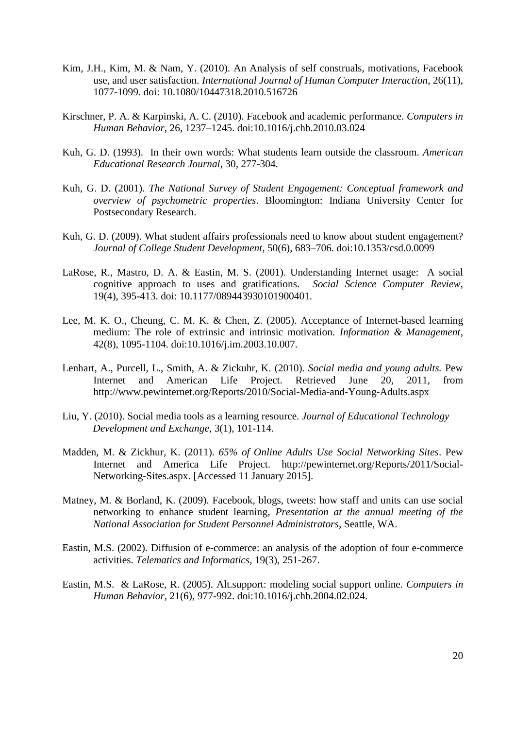Kim, J.H., Kim, M. & Nam, Y. (2010). An Analysis of self construals, motivations, Facebook use, and user satisfaction. *International Journal of Human Computer Interaction*, 26(11), 1077-1099. doi: 10.1080/10447318.2010.516726

Kirschner, P. A. & Karpinski, A. C. (2010). Facebook and academic performance. *Computers in Human Behavior*, 26, 1237–1245. doi:10.1016/j.chb.2010.03.024

Kuh, G. D. (1993). In their own words: What students learn outside the classroom. *American Educational Research Journal*, 30, 277-304.

Kuh, G. D. (2001). *The National Survey of Student Engagement: Conceptual framework and overview of psychometric properties*. Bloomington: Indiana University Center for Postsecondary Research.

Kuh, G. D. (2009). What student affairs professionals need to know about student engagement? *Journal of College Student Development*, 50(6), 683–706. doi:10.1353/csd.0.0099

LaRose, R., Mastro, D. A. & Eastin, M. S. (2001). Understanding Internet usage: A social cognitive approach to uses and gratifications. *Social Science Computer Review*, 19(4), 395-413. doi: 10.1177/089443930101900401.

Lee, M. K. O., Cheung, C. M. K. & Chen, Z. (2005). Acceptance of Internet-based learning medium: The role of extrinsic and intrinsic motivation. *Information & Management*, 42(8), 1095-1104. doi:10.1016/j.im.2003.10.007.

Lenhart, A., Purcell, L., Smith, A. & Zickuhr, K. (2010). *Social media and young adults.* Pew Internet and American Life Project. Retrieved June 20, 2011, from http://www.pewinternet.org/Reports/2010/Social-Media-and-Young-Adults.aspx

Liu, Y. (2010). Social media tools as a learning resource. *Journal of Educational Technology Development and Exchange*, 3(1), 101-114.

Madden, M. & Zickhur, K. (2011). *65% of Online Adults Use Social Networking Sites*. Pew Internet and America Life Project. http://pewinternet.org/Reports/2011/Social-Networking-Sites.aspx. [Accessed 11 January 2015].

Matney, M. & Borland, K. (2009). Facebook, blogs, tweets: how staff and units can use social networking to enhance student learning, *Presentation at the annual meeting of the National Association for Student Personnel Administrators*, Seattle, WA.

Eastin, M.S. (2002). Diffusion of e-commerce: an analysis of the adoption of four e-commerce activities. *Telematics and Informatics*, 19(3), 251-267.

Eastin, M.S. & LaRose, R. (2005). Alt.support: modeling social support online. *Computers in Human Behavior*, 21(6), 977-992. doi:10.1016/j.chb.2004.02.024.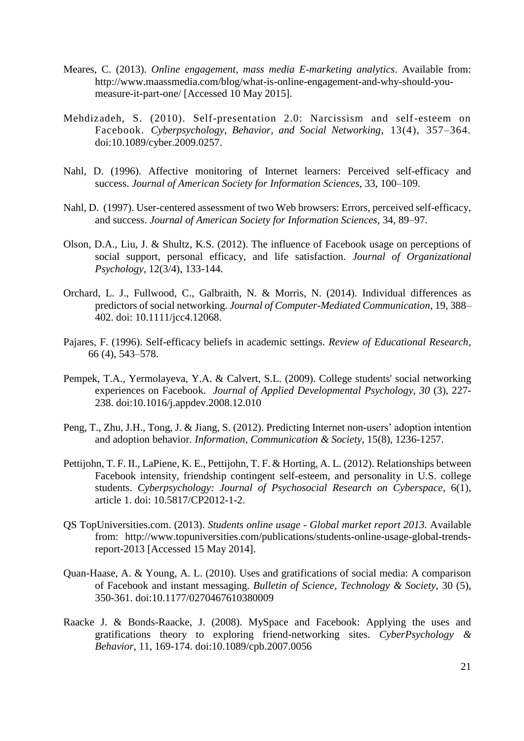Meares, C. (2013). *Online engagement, mass media E-marketing analytics*. Available from: http://www.maassmedia.com/blog/what-is-online-engagement-and-why-should-you-measure-it-part-one/ [Accessed 10 May 2015].

Mehdizadeh, S. (2010). Self-presentation 2.0: Narcissism and self-esteem on Facebook. *Cyberpsychology, Behavior, and Social Networking*, 13(4), 357–364. doi:10.1089/cyber.2009.0257.

Nahl, D. (1996). Affective monitoring of Internet learners: Perceived self-efficacy and success. *Journal of American Society for Information Sciences*, 33, 100–109.

Nahl, D. (1997). User-centered assessment of two Web browsers: Errors, perceived self-efficacy, and success. *Journal of American Society for Information Sciences*, 34, 89–97.

Olson, D.A., Liu, J. & Shultz, K.S. (2012). The influence of Facebook usage on perceptions of social support, personal efficacy, and life satisfaction. *Journal of Organizational Psychology*, 12(3/4), 133-144.

Orchard, L. J., Fullwood, C., Galbraith, N. & Morris, N. (2014). Individual differences as predictors of social networking. *Journal of Computer-Mediated Communication*, 19, 388–402. doi: 10.1111/jcc4.12068.

Pajares, F. (1996). Self-efficacy beliefs in academic settings. *Review of Educational Research*, 66 (4), 543–578.

Pempek, T.A., Yermolayeva, Y.A. & Calvert, S.L. (2009). College students' social networking experiences on Facebook. *Journal of Applied Developmental Psychology, 30* (3), 227-238. doi:10.1016/j.appdev.2008.12.010

Peng, T., Zhu, J.H., Tong, J. & Jiang, S. (2012). Predicting Internet non-users' adoption intention and adoption behavior. *Information, Communication & Society*, 15(8), 1236-1257.

Pettijohn, T. F. II., LaPiene, K. E., Pettijohn, T. F. & Horting, A. L. (2012). Relationships between Facebook intensity, friendship contingent self-esteem, and personality in U.S. college students. *Cyberpsychology: Journal of Psychosocial Research on Cyberspace*, 6(1), article 1. doi: 10.5817/CP2012-1-2.

QS TopUniversities.com. (2013). *Students online usage - Global market report 2013.* Available from: http://www.topuniversities.com/publications/students-online-usage-global-trends-report-2013 [Accessed 15 May 2014].

Quan-Haase, A. & Young, A. L. (2010). Uses and gratifications of social media: A comparison of Facebook and instant messaging. *Bulletin of Science, Technology & Society*, 30 (5), 350-361. doi:10.1177/0270467610380009

Raacke J. & Bonds-Raacke, J. (2008). MySpace and Facebook: Applying the uses and gratifications theory to exploring friend-networking sites. *CyberPsychology & Behavior*, 11, 169-174. doi:10.1089/cpb.2007.0056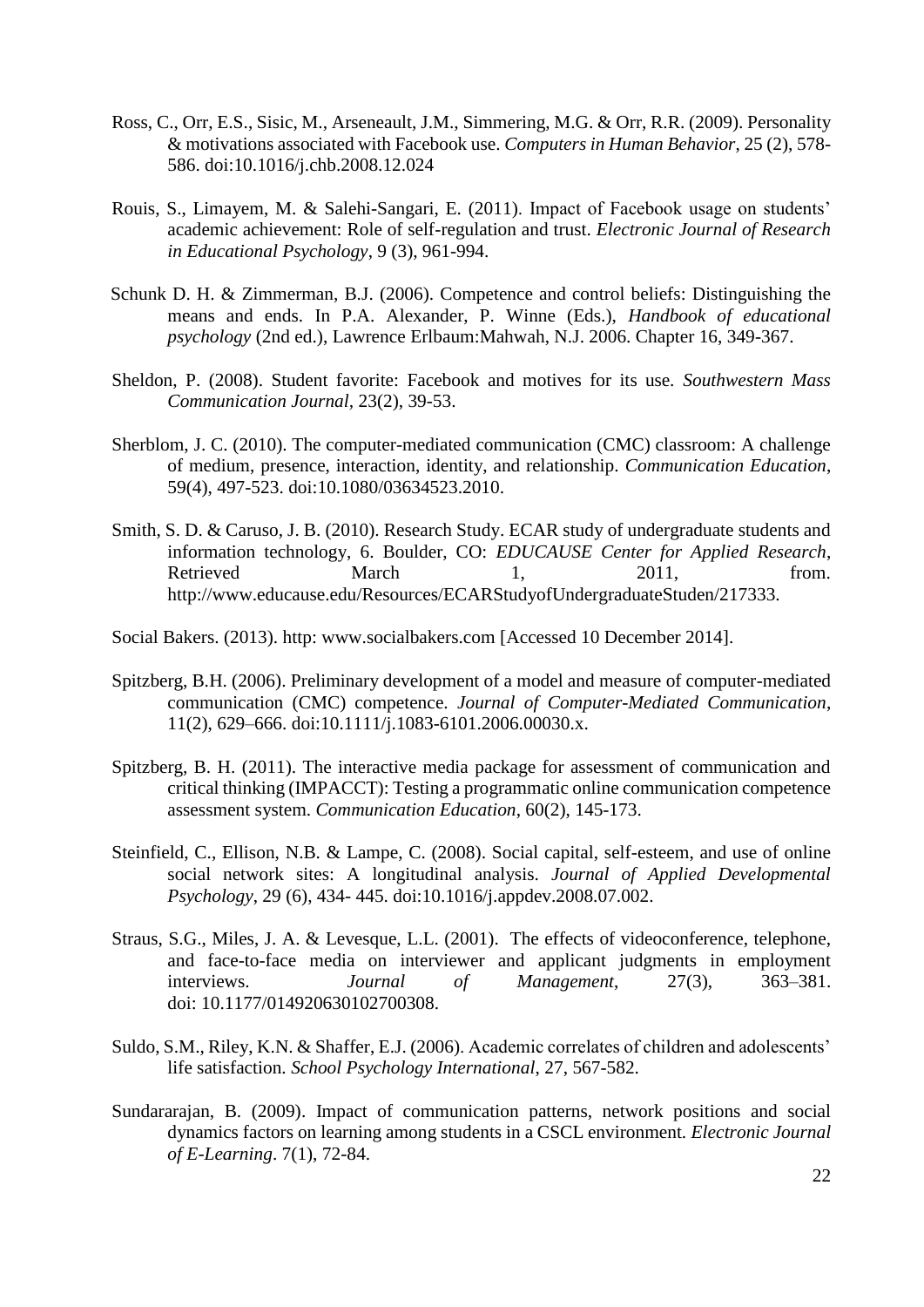Ross, C., Orr, E.S., Sisic, M., Arseneault, J.M., Simmering, M.G. & Orr, R.R. (2009). Personality & motivations associated with Facebook use. *Computers in Human Behavior*, 25 (2), 578-586. doi:10.1016/j.chb.2008.12.024

Rouis, S., Limayem, M. & Salehi-Sangari, E. (2011). Impact of Facebook usage on students' academic achievement: Role of self-regulation and trust. *Electronic Journal of Research in Educational Psychology*, 9 (3), 961-994.

Schunk D. H. & Zimmerman, B.J. (2006). Competence and control beliefs: Distinguishing the means and ends. In P.A. Alexander, P. Winne (Eds.), *Handbook of educational psychology* (2nd ed.), Lawrence Erlbaum:Mahwah, N.J. 2006. Chapter 16, 349-367.

Sheldon, P. (2008). Student favorite: Facebook and motives for its use. *Southwestern Mass Communication Journal*, 23(2), 39-53.

Sherblom, J. C. (2010). The computer-mediated communication (CMC) classroom: A challenge of medium, presence, interaction, identity, and relationship. *Communication Education*, 59(4), 497-523. doi:10.1080/03634523.2010.

Smith, S. D. & Caruso, J. B. (2010). Research Study. ECAR study of undergraduate students and information technology, 6. Boulder, CO: *EDUCAUSE Center for Applied Research*, Retrieved March 1, 2011, from. http://www.educause.edu/Resources/ECARStudyofUndergraduateStuden/217333.

Social Bakers. (2013). http: www.socialbakers.com [Accessed 10 December 2014].

Spitzberg, B.H. (2006). Preliminary development of a model and measure of computer-mediated communication (CMC) competence. *Journal of Computer-Mediated Communication*, 11(2), 629–666. doi:10.1111/j.1083-6101.2006.00030.x.

Spitzberg, B. H. (2011). The interactive media package for assessment of communication and critical thinking (IMPACCT): Testing a programmatic online communication competence assessment system. *Communication Education*, 60(2), 145-173.

Steinfield, C., Ellison, N.B. & Lampe, C. (2008). Social capital, self-esteem, and use of online social network sites: A longitudinal analysis. *Journal of Applied Developmental Psychology*, 29 (6), 434- 445. doi:10.1016/j.appdev.2008.07.002.

Straus, S.G., Miles, J. A. & Levesque, L.L. (2001). The effects of videoconference, telephone, and face-to-face media on interviewer and applicant judgments in employment interviews. *Journal of Management*, 27(3), 363–381. doi: 10.1177/014920630102700308.

Suldo, S.M., Riley, K.N. & Shaffer, E.J. (2006). Academic correlates of children and adolescents' life satisfaction. *School Psychology International*, 27, 567-582.

Sundararajan, B. (2009). Impact of communication patterns, network positions and social dynamics factors on learning among students in a CSCL environment. *Electronic Journal of E-Learning*. 7(1), 72-84.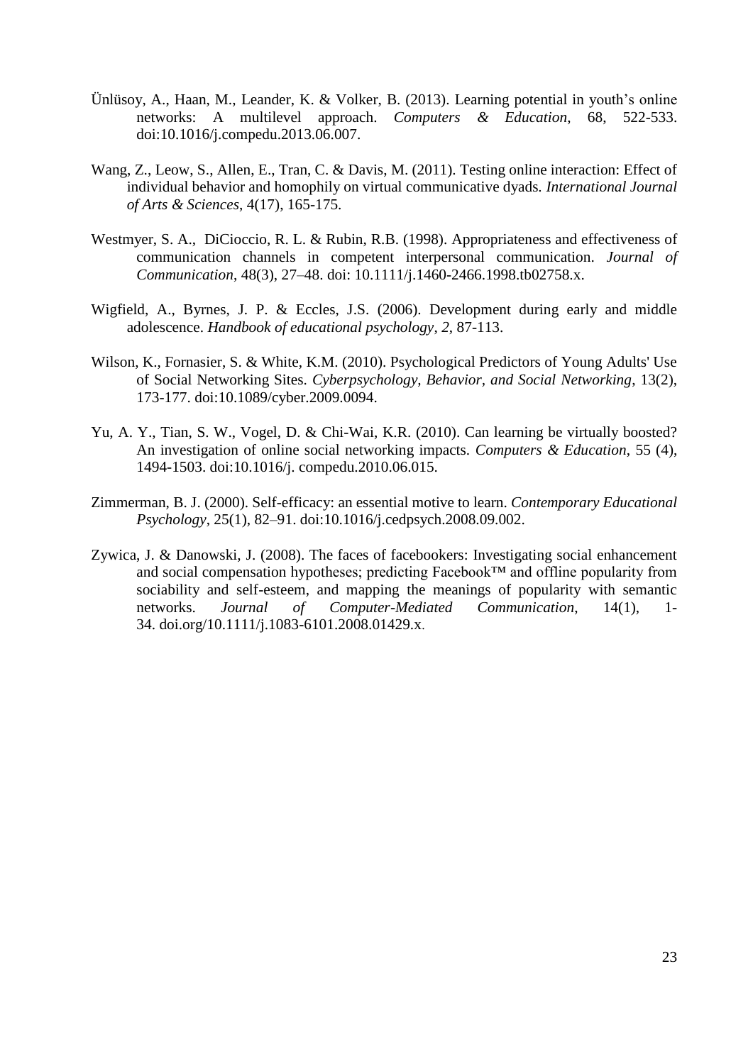Ünlüsoy, A., Haan, M., Leander, K. & Volker, B. (2013). Learning potential in youth's online networks: A multilevel approach. *Computers & Education*, 68, 522-533. doi:10.1016/j.compedu.2013.06.007.

Wang, Z., Leow, S., Allen, E., Tran, C. & Davis, M. (2011). Testing online interaction: Effect of individual behavior and homophily on virtual communicative dyads. *International Journal of Arts & Sciences*, 4(17), 165-175.

Westmyer, S. A., DiCioccio, R. L. & Rubin, R.B. (1998). Appropriateness and effectiveness of communication channels in competent interpersonal communication. *Journal of Communication*, 48(3), 27–48. doi: 10.1111/j.1460-2466.1998.tb02758.x.

Wigfield, A., Byrnes, J. P. & Eccles, J.S. (2006). Development during early and middle adolescence. *Handbook of educational psychology*, *2*, 87-113.

Wilson, K., Fornasier, S. & White, K.M. (2010). Psychological Predictors of Young Adults' Use of Social Networking Sites. *Cyberpsychology, Behavior, and Social Networking*, 13(2), 173-177. doi:10.1089/cyber.2009.0094.

Yu, A. Y., Tian, S. W., Vogel, D. & Chi-Wai, K.R. (2010). Can learning be virtually boosted? An investigation of online social networking impacts. *Computers & Education*, 55 (4), 1494-1503. doi:10.1016/j. compedu.2010.06.015.

Zimmerman, B. J. (2000). Self-efficacy: an essential motive to learn. *Contemporary Educational Psychology*, 25(1), 82–91. doi:10.1016/j.cedpsych.2008.09.002.

Zywica, J. & Danowski, J. (2008). The faces of facebookers: Investigating social enhancement and social compensation hypotheses; predicting Facebook™ and offline popularity from sociability and self-esteem, and mapping the meanings of popularity with semantic networks. *Journal of Computer-Mediated Communication*, 14(1), 1-34. doi.org/10.1111/j.1083-6101.2008.01429.x.